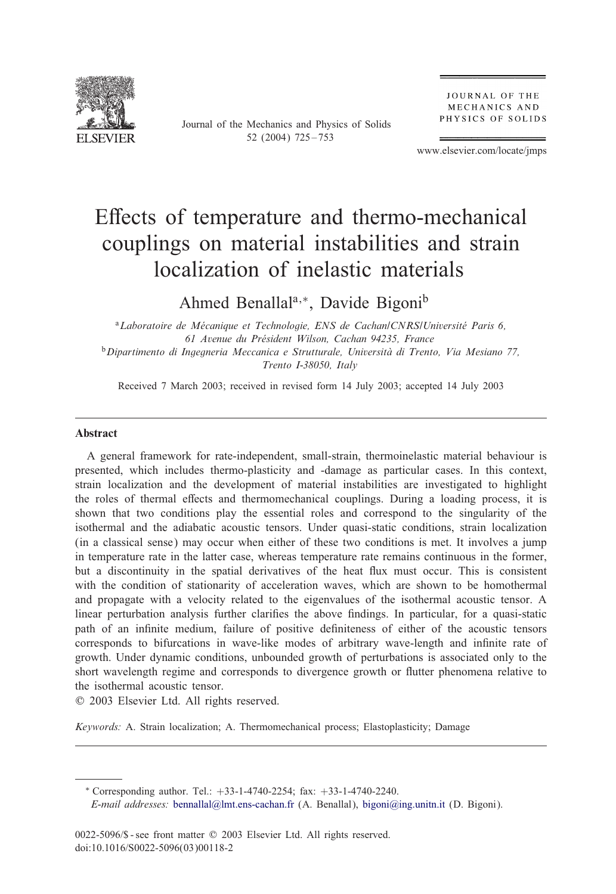# Effects of temperature and thermo-mechanical couplings on material instabilities and strain localization of inelastic materials

Ahmed Benallal[a,*], Davide Bigoni[b]

[a] *Laboratoire de Mécanique et Technologie, ENS de Cachan/CNRS/Université Paris 6, 61 Avenue du Président Wilson, Cachan 94235, France*

[b] *Dipartimento di Ingegneria Meccanica e Strutturale, Università di Trento, Via Mesiano 77, Trento I-38050, Italy*

Received 7 March 2003; received in revised form 14 July 2003; accepted 14 July 2003

## Abstract

A general framework for rate-independent, small-strain, thermoinelastic material behaviour is presented, which includes thermo-plasticity and -damage as particular cases. In this context, strain localization and the development of material instabilities are investigated to highlight the roles of thermal effects and thermomechanical couplings. During a loading process, it is shown that two conditions play the essential roles and correspond to the singularity of the isothermal and the adiabatic acoustic tensors. Under quasi-static conditions, strain localization (in a classical sense) may occur when either of these two conditions is met. It involves a jump in temperature rate in the latter case, whereas temperature rate remains continuous in the former, but a discontinuity in the spatial derivatives of the heat flux must occur. This is consistent with the condition of stationarity of acceleration waves, which are shown to be homothermal and propagate with a velocity related to the eigenvalues of the isothermal acoustic tensor. A linear perturbation analysis further clarifies the above findings. In particular, for a quasi-static path of an infinite medium, failure of positive definiteness of either of the acoustic tensors corresponds to bifurcations in wave-like modes of arbitrary wave-length and infinite rate of growth. Under dynamic conditions, unbounded growth of perturbations is associated only to the short wavelength regime and corresponds to divergence growth or flutter phenomena relative to the isothermal acoustic tensor.

© 2003 Elsevier Ltd. All rights reserved.

*Keywords:* A. Strain localization; A. Thermomechanical process; Elastoplasticity; Damage

---

* Corresponding author. Tel.: +33-1-4740-2254; fax: +33-1-4740-2240.
*E-mail addresses:* bennallal@lmt.ens-cachan.fr (A. Benallal), bigoni@ing.unitn.it (D. Bigoni).

0022-5096/$ - see front matter © 2003 Elsevier Ltd. All rights reserved.
doi:10.1016/S0022-5096(03)00118-2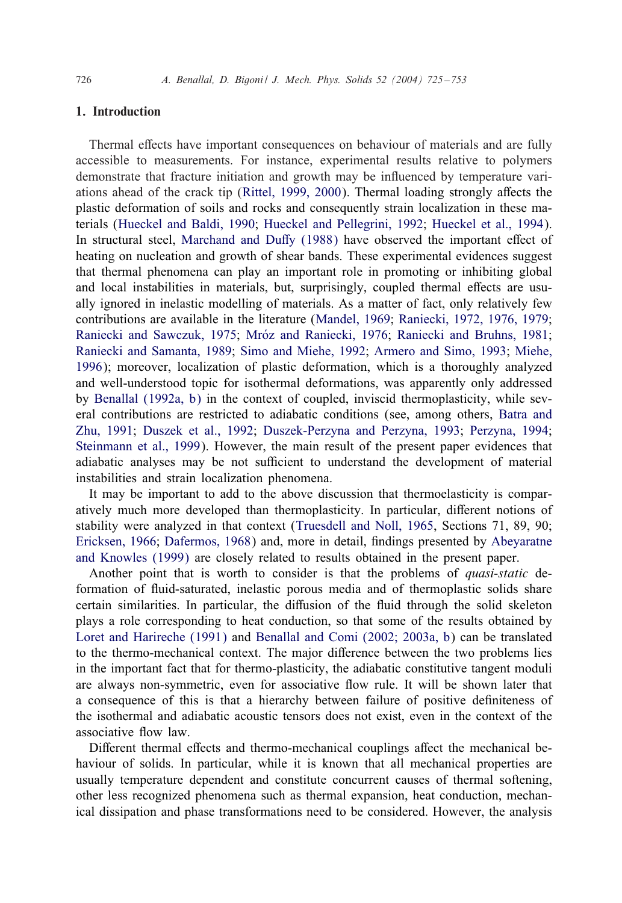## 1. Introduction

Thermal effects have important consequences on behaviour of materials and are fully accessible to measurements. For instance, experimental results relative to polymers demonstrate that fracture initiation and growth may be influenced by temperature variations ahead of the crack tip (Rittel, 1999, 2000). Thermal loading strongly affects the plastic deformation of soils and rocks and consequently strain localization in these materials (Hueckel and Baldi, 1990; Hueckel and Pellegrini, 1992; Hueckel et al., 1994). In structural steel, Marchand and Duffy (1988) have observed the important effect of heating on nucleation and growth of shear bands. These experimental evidences suggest that thermal phenomena can play an important role in promoting or inhibiting global and local instabilities in materials, but, surprisingly, coupled thermal effects are usually ignored in inelastic modelling of materials. As a matter of fact, only relatively few contributions are available in the literature (Mandel, 1969; Raniecki, 1972, 1976, 1979; Raniecki and Sawczuk, 1975; Mróz and Raniecki, 1976; Raniecki and Bruhns, 1981; Raniecki and Samanta, 1989; Simo and Miehe, 1992; Armero and Simo, 1993; Miehe, 1996); moreover, localization of plastic deformation, which is a thoroughly analyzed and well-understood topic for isothermal deformations, was apparently only addressed by Benallal (1992a, b) in the context of coupled, inviscid thermoplasticity, while several contributions are restricted to adiabatic conditions (see, among others, Batra and Zhu, 1991; Duszek et al., 1992; Duszek-Perzyna and Perzyna, 1993; Perzyna, 1994; Steinmann et al., 1999). However, the main result of the present paper evidences that adiabatic analyses may be not sufficient to understand the development of material instabilities and strain localization phenomena.

It may be important to add to the above discussion that thermoelasticity is comparatively much more developed than thermoplasticity. In particular, different notions of stability were analyzed in that context (Truesdell and Noll, 1965, Sections 71, 89, 90; Ericksen, 1966; Dafermos, 1968) and, more in detail, findings presented by Abeyaratne and Knowles (1999) are closely related to results obtained in the present paper.

Another point that is worth to consider is that the problems of *quasi-static* deformation of fluid-saturated, inelastic porous media and of thermoplastic solids share certain similarities. In particular, the diffusion of the fluid through the solid skeleton plays a role corresponding to heat conduction, so that some of the results obtained by Loret and Harireche (1991) and Benallal and Comi (2002; 2003a, b) can be translated to the thermo-mechanical context. The major difference between the two problems lies in the important fact that for thermo-plasticity, the adiabatic constitutive tangent moduli are always non-symmetric, even for associative flow rule. It will be shown later that a consequence of this is that a hierarchy between failure of positive definiteness of the isothermal and adiabatic acoustic tensors does not exist, even in the context of the associative flow law.

Different thermal effects and thermo-mechanical couplings affect the mechanical behaviour of solids. In particular, while it is known that all mechanical properties are usually temperature dependent and constitute concurrent causes of thermal softening, other less recognized phenomena such as thermal expansion, heat conduction, mechanical dissipation and phase transformations need to be considered. However, the analysis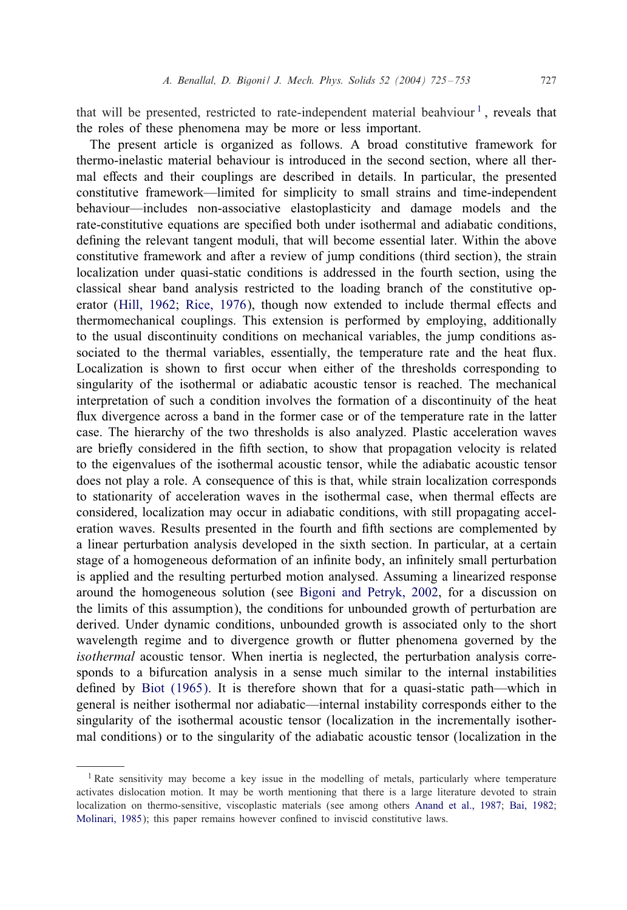that will be presented, restricted to rate-independent material beahviour [1], reveals that the roles of these phenomena may be more or less important.

The present article is organized as follows. A broad constitutive framework for thermo-inelastic material behaviour is introduced in the second section, where all thermal effects and their couplings are described in details. In particular, the presented constitutive framework—limited for simplicity to small strains and time-independent behaviour—includes non-associative elastoplasticity and damage models and the rate-constitutive equations are specified both under isothermal and adiabatic conditions, defining the relevant tangent moduli, that will become essential later. Within the above constitutive framework and after a review of jump conditions (third section), the strain localization under quasi-static conditions is addressed in the fourth section, using the classical shear band analysis restricted to the loading branch of the constitutive operator (Hill, 1962; Rice, 1976), though now extended to include thermal effects and thermomechanical couplings. This extension is performed by employing, additionally to the usual discontinuity conditions on mechanical variables, the jump conditions associated to the thermal variables, essentially, the temperature rate and the heat flux. Localization is shown to first occur when either of the thresholds corresponding to singularity of the isothermal or adiabatic acoustic tensor is reached. The mechanical interpretation of such a condition involves the formation of a discontinuity of the heat flux divergence across a band in the former case or of the temperature rate in the latter case. The hierarchy of the two thresholds is also analyzed. Plastic acceleration waves are briefly considered in the fifth section, to show that propagation velocity is related to the eigenvalues of the isothermal acoustic tensor, while the adiabatic acoustic tensor does not play a role. A consequence of this is that, while strain localization corresponds to stationarity of acceleration waves in the isothermal case, when thermal effects are considered, localization may occur in adiabatic conditions, with still propagating acceleration waves. Results presented in the fourth and fifth sections are complemented by a linear perturbation analysis developed in the sixth section. In particular, at a certain stage of a homogeneous deformation of an infinite body, an infinitely small perturbation is applied and the resulting perturbed motion analysed. Assuming a linearized response around the homogeneous solution (see Bigoni and Petryk, 2002, for a discussion on the limits of this assumption), the conditions for unbounded growth of perturbation are derived. Under dynamic conditions, unbounded growth is associated only to the short wavelength regime and to divergence growth or flutter phenomena governed by the *isothermal* acoustic tensor. When inertia is neglected, the perturbation analysis corresponds to a bifurcation analysis in a sense much similar to the internal instabilities defined by Biot (1965). It is therefore shown that for a quasi-static path—which in general is neither isothermal nor adiabatic—internal instability corresponds either to the singularity of the isothermal acoustic tensor (localization in the incrementally isothermal conditions) or to the singularity of the adiabatic acoustic tensor (localization in the

[1] Rate sensitivity may become a key issue in the modelling of metals, particularly where temperature activates dislocation motion. It may be worth mentioning that there is a large literature devoted to strain localization on thermo-sensitive, viscoplastic materials (see among others Anand et al., 1987; Bai, 1982; Molinari, 1985); this paper remains however confined to inviscid constitutive laws.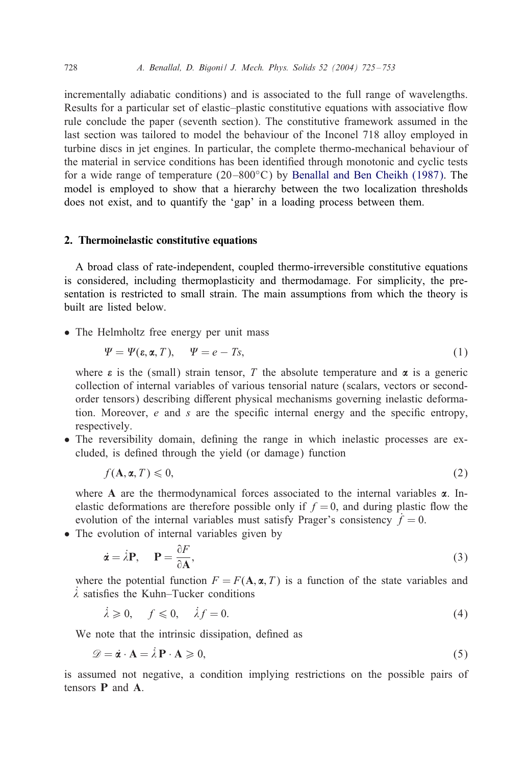incrementally adiabatic conditions) and is associated to the full range of wavelengths. Results for a particular set of elastic–plastic constitutive equations with associative flow rule conclude the paper (seventh section). The constitutive framework assumed in the last section was tailored to model the behaviour of the Inconel 718 alloy employed in turbine discs in jet engines. In particular, the complete thermo-mechanical behaviour of the material in service conditions has been identified through monotonic and cyclic tests for a wide range of temperature (20–800°C) by Benallal and Ben Cheikh (1987). The model is employed to show that a hierarchy between the two localization thresholds does not exist, and to quantify the 'gap' in a loading process between them.

## 2. Thermoinelastic constitutive equations

A broad class of rate-independent, coupled thermo-irreversible constitutive equations is considered, including thermoplasticity and thermodamage. For simplicity, the presentation is restricted to small strain. The main assumptions from which the theory is built are listed below.

- The Helmholtz free energy per unit mass

$$\Psi = \Psi(\boldsymbol{\varepsilon}, \boldsymbol{\alpha}, T), \quad \Psi = e - Ts, \tag{1}$$

  where $\boldsymbol{\varepsilon}$ is the (small) strain tensor, $T$ the absolute temperature and $\boldsymbol{\alpha}$ is a generic collection of internal variables of various tensorial nature (scalars, vectors or second-order tensors) describing different physical mechanisms governing inelastic deformation. Moreover, $e$ and $s$ are the specific internal energy and the specific entropy, respectively.
- The reversibility domain, defining the range in which inelastic processes are excluded, is defined through the yield (or damage) function

$$f(\mathbf{A}, \boldsymbol{\alpha}, T) \leqslant 0, \tag{2}$$

  where $\mathbf{A}$ are the thermodynamical forces associated to the internal variables $\boldsymbol{\alpha}$. Inelastic deformations are therefore possible only if $f = 0$, and during plastic flow the evolution of the internal variables must satisfy Prager's consistency $\dot{f} = 0$.
- The evolution of internal variables given by

$$\dot{\boldsymbol{\alpha}} = \dot{\lambda}\mathbf{P}, \quad \mathbf{P} = \frac{\partial F}{\partial \mathbf{A}}, \tag{3}$$

  where the potential function $F = F(\mathbf{A}, \boldsymbol{\alpha}, T)$ is a function of the state variables and $\dot{\lambda}$ satisfies the Kuhn–Tucker conditions

$$\dot{\lambda} \geqslant 0, \quad f \leqslant 0, \quad \dot{\lambda} f = 0. \tag{4}$$

  We note that the intrinsic dissipation, defined as

$$\mathscr{D} = \dot{\boldsymbol{\alpha}} \cdot \mathbf{A} = \dot{\lambda}\, \mathbf{P} \cdot \mathbf{A} \geqslant 0, \tag{5}$$

is assumed not negative, a condition implying restrictions on the possible pairs of tensors $\mathbf{P}$ and $\mathbf{A}$.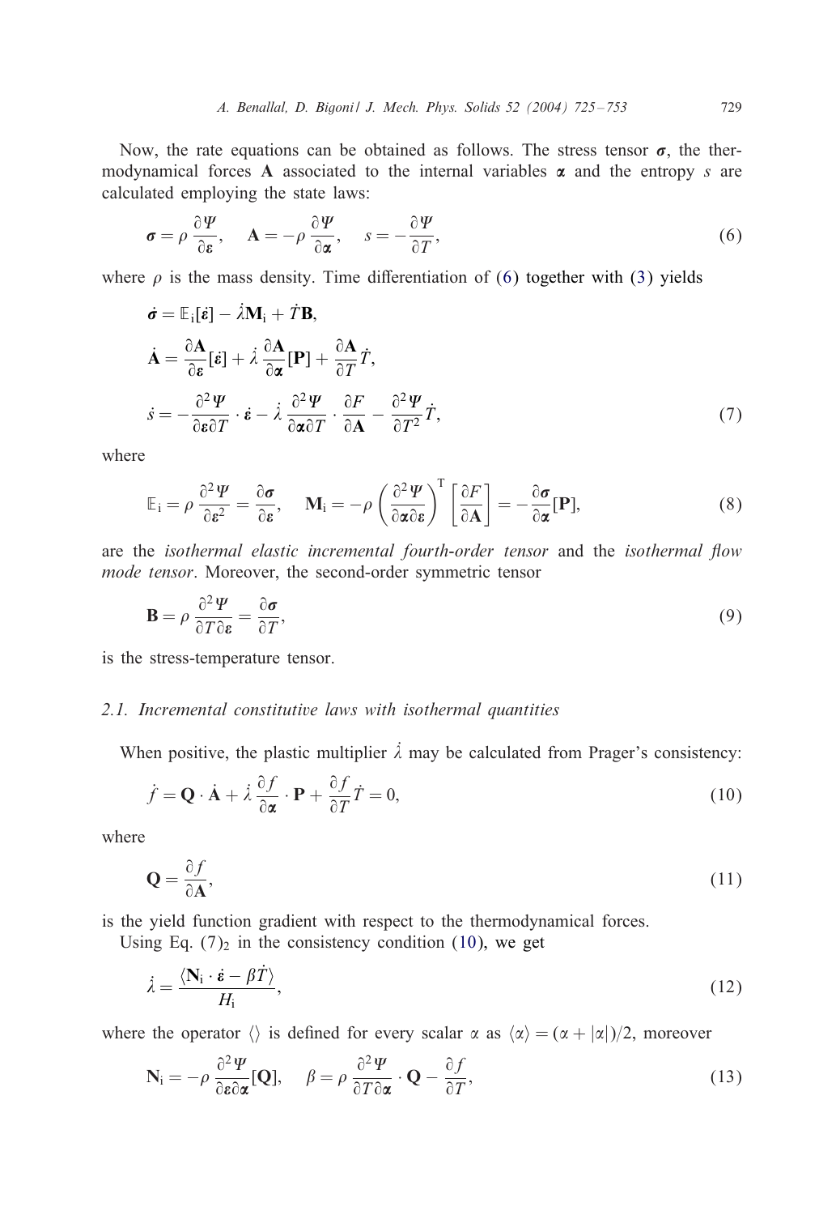Now, the rate equations can be obtained as follows. The stress tensor $\boldsymbol{\sigma}$, the thermodynamical forces $\mathbf{A}$ associated to the internal variables $\boldsymbol{\alpha}$ and the entropy $s$ are calculated employing the state laws:

$$\boldsymbol{\sigma} = \rho \frac{\partial \Psi}{\partial \boldsymbol{\varepsilon}}, \quad \mathbf{A} = -\rho \frac{\partial \Psi}{\partial \boldsymbol{\alpha}}, \quad s = -\frac{\partial \Psi}{\partial T}, \tag{6}$$

where $\rho$ is the mass density. Time differentiation of (6) together with (3) yields

$$\begin{aligned}
\dot{\boldsymbol{\sigma}} &= \mathbb{E}_{\mathrm{i}}[\dot{\boldsymbol{\varepsilon}}] - \dot{\lambda}\mathbf{M}_{\mathrm{i}} + \dot{T}\mathbf{B}, \\
\dot{\mathbf{A}} &= \frac{\partial \mathbf{A}}{\partial \boldsymbol{\varepsilon}}[\dot{\boldsymbol{\varepsilon}}] + \dot{\lambda}\frac{\partial \mathbf{A}}{\partial \boldsymbol{\alpha}}[\mathbf{P}] + \frac{\partial \mathbf{A}}{\partial T}\dot{T}, \\
\dot{s} &= -\frac{\partial^2 \Psi}{\partial \boldsymbol{\varepsilon} \partial T} \cdot \dot{\boldsymbol{\varepsilon}} - \dot{\lambda}\frac{\partial^2 \Psi}{\partial \boldsymbol{\alpha} \partial T} \cdot \frac{\partial F}{\partial \mathbf{A}} - \frac{\partial^2 \Psi}{\partial T^2}\dot{T},
\end{aligned} \tag{7}$$

where

$$\mathbb{E}_{\mathrm{i}} = \rho \frac{\partial^2 \Psi}{\partial \boldsymbol{\varepsilon}^2} = \frac{\partial \boldsymbol{\sigma}}{\partial \boldsymbol{\varepsilon}}, \quad \mathbf{M}_{\mathrm{i}} = -\rho \left( \frac{\partial^2 \Psi}{\partial \boldsymbol{\alpha} \partial \boldsymbol{\varepsilon}} \right)^{\mathrm{T}} \left[ \frac{\partial F}{\partial \mathbf{A}} \right] = -\frac{\partial \boldsymbol{\sigma}}{\partial \boldsymbol{\alpha}}[\mathbf{P}], \tag{8}$$

are the *isothermal elastic incremental fourth-order tensor* and the *isothermal flow mode tensor*. Moreover, the second-order symmetric tensor

$$\mathbf{B} = \rho \frac{\partial^2 \Psi}{\partial T \partial \boldsymbol{\varepsilon}} = \frac{\partial \boldsymbol{\sigma}}{\partial T}, \tag{9}$$

is the stress-temperature tensor.

### 2.1. Incremental constitutive laws with isothermal quantities

When positive, the plastic multiplier $\dot{\lambda}$ may be calculated from Prager's consistency:

$$\dot{f} = \mathbf{Q} \cdot \dot{\mathbf{A}} + \dot{\lambda}\frac{\partial f}{\partial \boldsymbol{\alpha}} \cdot \mathbf{P} + \frac{\partial f}{\partial T}\dot{T} = 0, \tag{10}$$

where

$$\mathbf{Q} = \frac{\partial f}{\partial \mathbf{A}}, \tag{11}$$

is the yield function gradient with respect to the thermodynamical forces.

Using Eq. $(7)_2$ in the consistency condition (10), we get

$$\dot{\lambda} = \frac{\langle \mathbf{N}_{\mathrm{i}} \cdot \dot{\boldsymbol{\varepsilon}} - \beta \dot{T} \rangle}{H_{\mathrm{i}}}, \tag{12}$$

where the operator $\langle\rangle$ is defined for every scalar $\alpha$ as $\langle \alpha \rangle = (\alpha + |\alpha|)/2$, moreover

$$\mathbf{N}_{\mathrm{i}} = -\rho \frac{\partial^2 \Psi}{\partial \boldsymbol{\varepsilon} \partial \boldsymbol{\alpha}}[\mathbf{Q}], \quad \beta = \rho \frac{\partial^2 \Psi}{\partial T \partial \boldsymbol{\alpha}} \cdot \mathbf{Q} - \frac{\partial f}{\partial T}, \tag{13}$$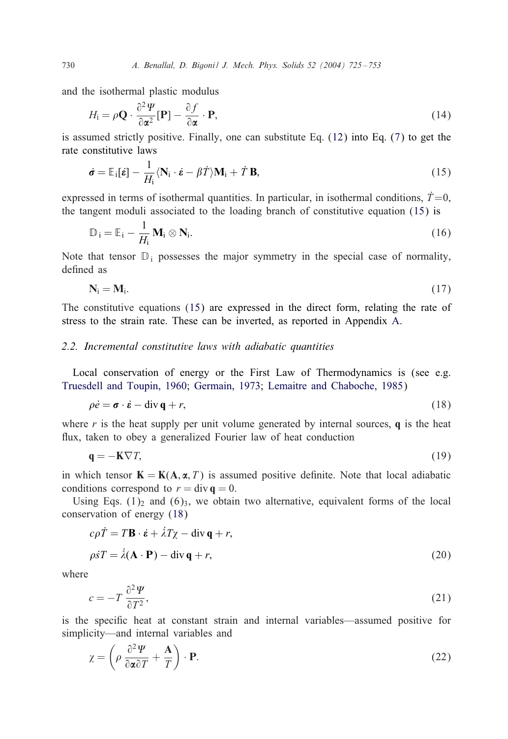and the isothermal plastic modulus

$$H_{\rm i} = \rho \mathbf{Q} \cdot \frac{\partial^2 \Psi}{\partial \boldsymbol{\alpha}^2}[\mathbf{P}] - \frac{\partial f}{\partial \boldsymbol{\alpha}} \cdot \mathbf{P}, \tag{14}$$

is assumed strictly positive. Finally, one can substitute Eq. (12) into Eq. (7) to get the rate constitutive laws

$$\dot{\boldsymbol{\sigma}} = \mathbb{E}_{\rm i}[\dot{\boldsymbol{\varepsilon}}] - \frac{1}{H_{\rm i}} \langle \mathbf{N}_{\rm i} \cdot \dot{\boldsymbol{\varepsilon}} - \beta \dot{T} \rangle \mathbf{M}_{\rm i} + \dot{T}\, \mathbf{B}, \tag{15}$$

expressed in terms of isothermal quantities. In particular, in isothermal conditions, $\dot{T}=0$, the tangent moduli associated to the loading branch of constitutive equation (15) is

$$\mathbb{D}_{\rm i} = \mathbb{E}_{\rm i} - \frac{1}{H_{\rm i}} \mathbf{M}_{\rm i} \otimes \mathbf{N}_{\rm i}. \tag{16}$$

Note that tensor $\mathbb{D}_{\rm i}$ possesses the major symmetry in the special case of normality, defined as

$$\mathbf{N}_{\rm i} = \mathbf{M}_{\rm i}. \tag{17}$$

The constitutive equations (15) are expressed in the direct form, relating the rate of stress to the strain rate. These can be inverted, as reported in Appendix A.

### 2.2. *Incremental constitutive laws with adiabatic quantities*

Local conservation of energy or the First Law of Thermodynamics is (see e.g. Truesdell and Toupin, 1960; Germain, 1973; Lemaitre and Chaboche, 1985)

$$\rho \dot{e} = \boldsymbol{\sigma} \cdot \dot{\boldsymbol{\varepsilon}} - \operatorname{div} \mathbf{q} + r, \tag{18}$$

where $r$ is the heat supply per unit volume generated by internal sources, $\mathbf{q}$ is the heat flux, taken to obey a generalized Fourier law of heat conduction

$$\mathbf{q} = -\mathbf{K} \nabla T, \tag{19}$$

in which tensor $\mathbf{K} = \mathbf{K}(\mathbf{A}, \boldsymbol{\alpha}, T)$ is assumed positive definite. Note that local adiabatic conditions correspond to $r = \operatorname{div} \mathbf{q} = 0$.

Using Eqs. $(1)_2$ and $(6)_3$, we obtain two alternative, equivalent forms of the local conservation of energy (18)

$$c\rho \dot{T} = T \mathbf{B} \cdot \dot{\boldsymbol{\varepsilon}} + \dot{\lambda} T \chi - \operatorname{div} \mathbf{q} + r,$$

$$\rho \dot{s} T = \dot{\lambda}(\mathbf{A} \cdot \mathbf{P}) - \operatorname{div} \mathbf{q} + r, \tag{20}$$

where

$$c = -T \frac{\partial^2 \Psi}{\partial T^2}, \tag{21}$$

is the specific heat at constant strain and internal variables—assumed positive for simplicity—and internal variables and

$$\chi = \left( \rho \frac{\partial^2 \Psi}{\partial \boldsymbol{\alpha} \partial T} + \frac{\mathbf{A}}{T} \right) \cdot \mathbf{P}. \tag{22}$$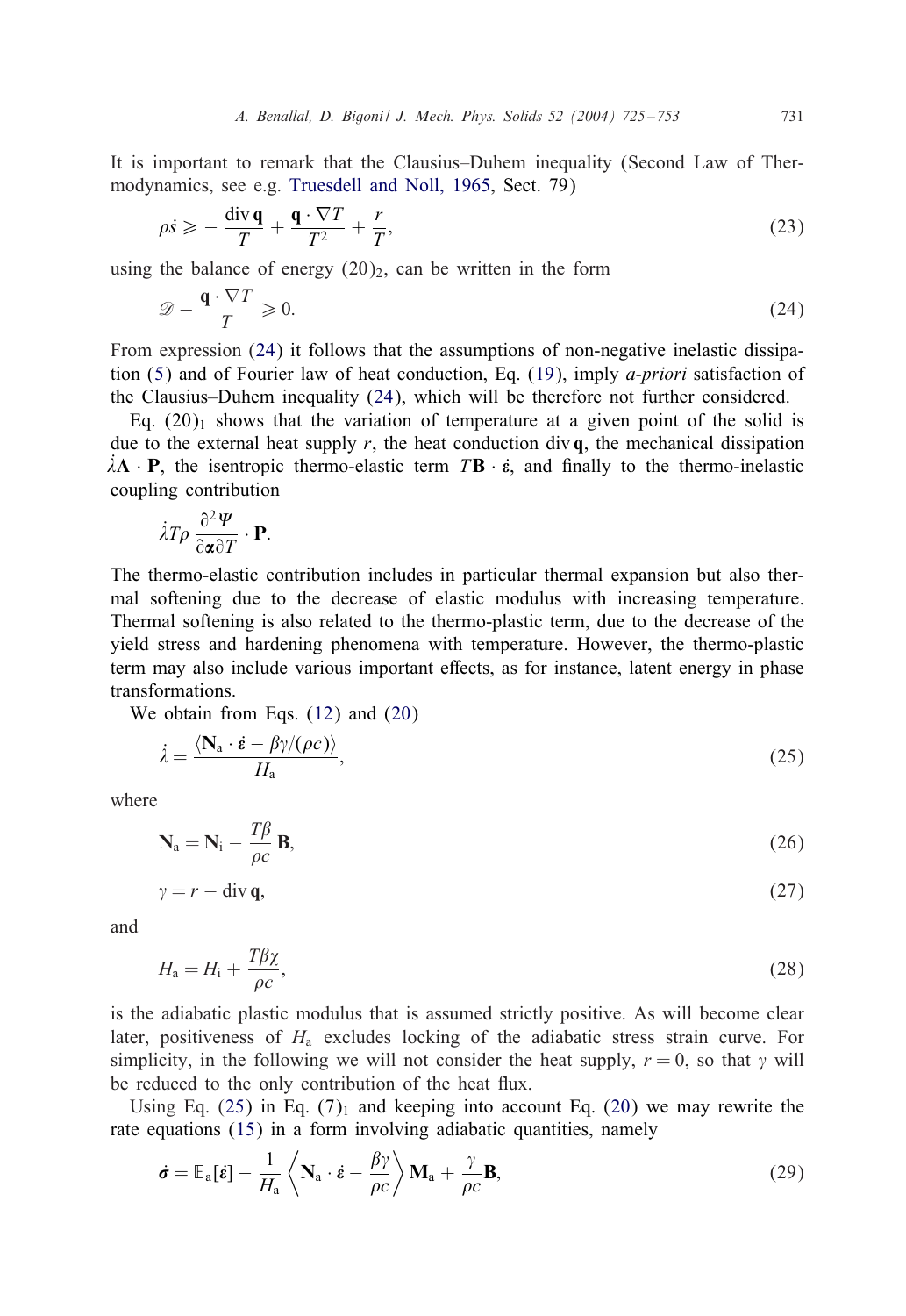It is important to remark that the Clausius–Duhem inequality (Second Law of Thermodynamics, see e.g. Truesdell and Noll, 1965, Sect. 79)

$$\rho \dot{s} \geqslant -\frac{\operatorname{div} \mathbf{q}}{T} + \frac{\mathbf{q} \cdot \nabla T}{T^2} + \frac{r}{T}, \tag{23}$$

using the balance of energy $(20)_2$, can be written in the form

$$\mathscr{D} - \frac{\mathbf{q} \cdot \nabla T}{T} \geqslant 0. \tag{24}$$

From expression (24) it follows that the assumptions of non-negative inelastic dissipation (5) and of Fourier law of heat conduction, Eq. (19), imply *a-priori* satisfaction of the Clausius–Duhem inequality (24), which will be therefore not further considered.

Eq. $(20)_1$ shows that the variation of temperature at a given point of the solid is due to the external heat supply $r$, the heat conduction $\operatorname{div} \mathbf{q}$, the mechanical dissipation $\dot{\lambda} \mathbf{A} \cdot \mathbf{P}$, the isentropic thermo-elastic term $T\mathbf{B} \cdot \dot{\boldsymbol{\varepsilon}}$, and finally to the thermo-inelastic coupling contribution

$$\dot{\lambda} T \rho \frac{\partial^2 \Psi}{\partial \boldsymbol{\alpha} \partial T} \cdot \mathbf{P}.$$

The thermo-elastic contribution includes in particular thermal expansion but also thermal softening due to the decrease of elastic modulus with increasing temperature. Thermal softening is also related to the thermo-plastic term, due to the decrease of the yield stress and hardening phenomena with temperature. However, the thermo-plastic term may also include various important effects, as for instance, latent energy in phase transformations.

We obtain from Eqs. (12) and (20)

$$\dot{\lambda} = \frac{\langle \mathbf{N}_{\mathrm{a}} \cdot \dot{\boldsymbol{\varepsilon}} - \beta\gamma/(\rho c) \rangle}{H_{\mathrm{a}}}, \tag{25}$$

where

$$\mathbf{N}_{\mathrm{a}} = \mathbf{N}_{\mathrm{i}} - \frac{T\beta}{\rho c} \mathbf{B}, \tag{26}$$

$$\gamma = r - \operatorname{div} \mathbf{q}, \tag{27}$$

and

$$H_{\mathrm{a}} = H_{\mathrm{i}} + \frac{T\beta\chi}{\rho c}, \tag{28}$$

is the adiabatic plastic modulus that is assumed strictly positive. As will become clear later, positiveness of $H_{\mathrm{a}}$ excludes locking of the adiabatic stress strain curve. For simplicity, in the following we will not consider the heat supply, $r = 0$, so that $\gamma$ will be reduced to the only contribution of the heat flux.

Using Eq. (25) in Eq. $(7)_1$ and keeping into account Eq. (20) we may rewrite the rate equations (15) in a form involving adiabatic quantities, namely

$$\dot{\boldsymbol{\sigma}} = \mathbb{E}_{\mathrm{a}}[\dot{\boldsymbol{\varepsilon}}] - \frac{1}{H_{\mathrm{a}}} \left\langle \mathbf{N}_{\mathrm{a}} \cdot \dot{\boldsymbol{\varepsilon}} - \frac{\beta\gamma}{\rho c} \right\rangle \mathbf{M}_{\mathrm{a}} + \frac{\gamma}{\rho c} \mathbf{B}, \tag{29}$$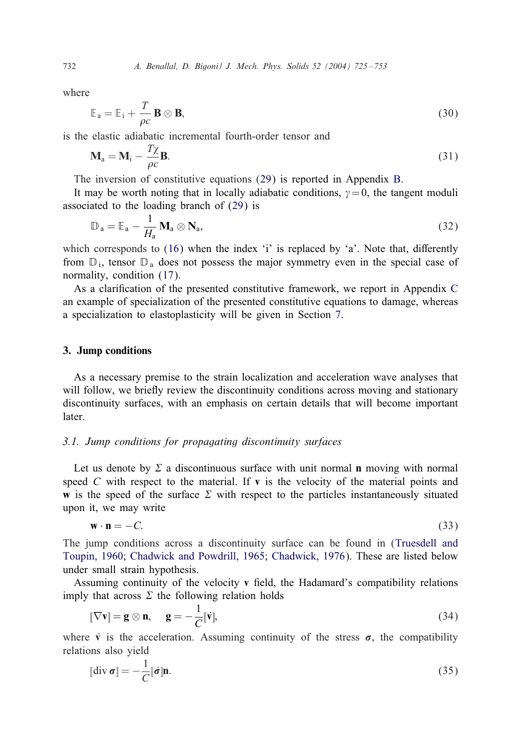where

$$\mathbb{E}_{\mathrm{a}} = \mathbb{E}_{\mathrm{i}} + \frac{T}{\rho c} \mathbf{B} \otimes \mathbf{B}, \tag{30}$$

is the elastic adiabatic incremental fourth-order tensor and

$$\mathbf{M}_{\mathrm{a}} = \mathbf{M}_{\mathrm{i}} - \frac{T\chi}{\rho c} \mathbf{B}. \tag{31}$$

The inversion of constitutive equations (29) is reported in Appendix B.

It may be worth noting that in locally adiabatic conditions, $\gamma = 0$, the tangent moduli associated to the loading branch of (29) is

$$\mathbb{D}_{\mathrm{a}} = \mathbb{E}_{\mathrm{a}} - \frac{1}{H_{\mathrm{a}}} \mathbf{M}_{\mathrm{a}} \otimes \mathbf{N}_{\mathrm{a}}, \tag{32}$$

which corresponds to (16) when the index 'i' is replaced by 'a'. Note that, differently from $\mathbb{D}_{\mathrm{i}}$, tensor $\mathbb{D}_{\mathrm{a}}$ does not possess the major symmetry even in the special case of normality, condition (17).

As a clarification of the presented constitutive framework, we report in Appendix C an example of specialization of the presented constitutive equations to damage, whereas a specialization to elastoplasticity will be given in Section 7.

## 3. Jump conditions

As a necessary premise to the strain localization and acceleration wave analyses that will follow, we briefly review the discontinuity conditions across moving and stationary discontinuity surfaces, with an emphasis on certain details that will become important later.

### 3.1. *Jump conditions for propagating discontinuity surfaces*

Let us denote by $\Sigma$ a discontinuous surface with unit normal $\mathbf{n}$ moving with normal speed $C$ with respect to the material. If $\mathbf{v}$ is the velocity of the material points and $\mathbf{w}$ is the speed of the surface $\Sigma$ with respect to the particles instantaneously situated upon it, we may write

$$\mathbf{w} \cdot \mathbf{n} = -C. \tag{33}$$

The jump conditions across a discontinuity surface can be found in (Truesdell and Toupin, 1960; Chadwick and Powdrill, 1965; Chadwick, 1976). These are listed below under small strain hypothesis.

Assuming continuity of the velocity $\mathbf{v}$ field, the Hadamard's compatibility relations imply that across $\Sigma$ the following relation holds

$$[\![\nabla \mathbf{v}]\!] = \mathbf{g} \otimes \mathbf{n}, \quad \mathbf{g} = -\frac{1}{C} [\![\dot{\mathbf{v}}]\!], \tag{34}$$

where $\dot{\mathbf{v}}$ is the acceleration. Assuming continuity of the stress $\boldsymbol{\sigma}$, the compatibility relations also yield

$$[\![\operatorname{div} \boldsymbol{\sigma}]\!] = -\frac{1}{C} [\![\dot{\boldsymbol{\sigma}}]\!] \mathbf{n}. \tag{35}$$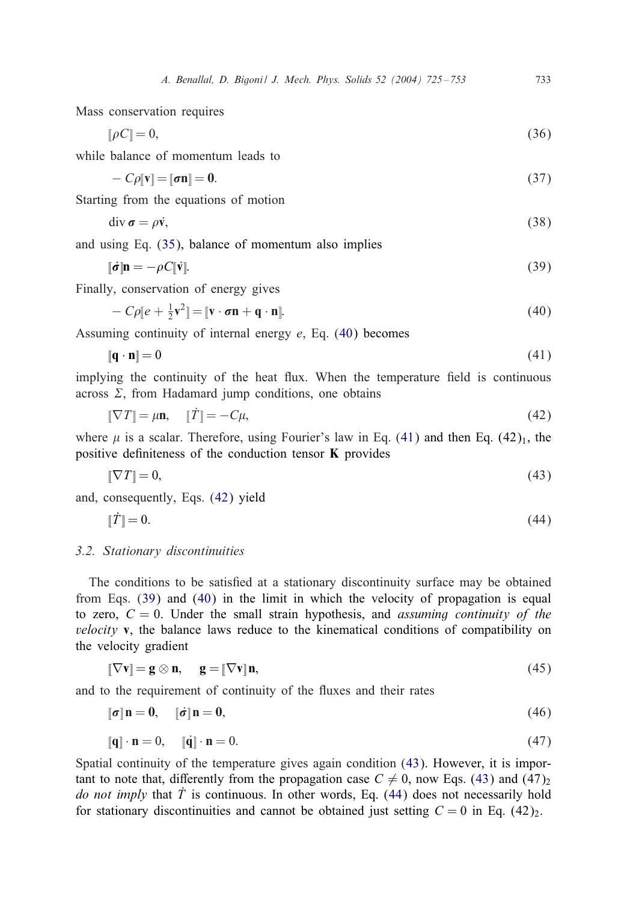Mass conservation requires

$$[\![\rho C]\!] = 0, \tag{36}$$

while balance of momentum leads to

$$-C\rho[\![\mathbf{v}]\!] = [\![\boldsymbol{\sigma}\mathbf{n}]\!] = \mathbf{0}. \tag{37}$$

Starting from the equations of motion

$$\operatorname{div} \boldsymbol{\sigma} = \rho\dot{\mathbf{v}}, \tag{38}$$

and using Eq. (35), balance of momentum also implies

$$[\![\dot{\boldsymbol{\sigma}}]\!]\mathbf{n} = -\rho C[\![\dot{\mathbf{v}}]\!]. \tag{39}$$

Finally, conservation of energy gives

$$-C\rho[\![e + \tfrac{1}{2}\mathbf{v}^2]\!] = [\![\mathbf{v} \cdot \boldsymbol{\sigma}\mathbf{n} + \mathbf{q} \cdot \mathbf{n}]\!]. \tag{40}$$

Assuming continuity of internal energy $e$, Eq. (40) becomes

$$[\![\mathbf{q} \cdot \mathbf{n}]\!] = 0 \tag{41}$$

implying the continuity of the heat flux. When the temperature field is continuous across $\Sigma$, from Hadamard jump conditions, one obtains

$$[\![\nabla T]\!] = \mu\mathbf{n}, \quad [\![\dot{T}]\!] = -C\mu, \tag{42}$$

where $\mu$ is a scalar. Therefore, using Fourier's law in Eq. (41) and then Eq. $(42)_1$, the positive definiteness of the conduction tensor $\mathbf{K}$ provides

$$[\![\nabla T]\!] = 0, \tag{43}$$

and, consequently, Eqs. (42) yield

$$[\![\dot{T}]\!] = 0. \tag{44}$$

### 3.2. Stationary discontinuities

The conditions to be satisfied at a stationary discontinuity surface may be obtained from Eqs. (39) and (40) in the limit in which the velocity of propagation is equal to zero, $C = 0$. Under the small strain hypothesis, and *assuming continuity of the velocity* $\mathbf{v}$, the balance laws reduce to the kinematical conditions of compatibility on the velocity gradient

$$[\![\nabla\mathbf{v}]\!] = \mathbf{g} \otimes \mathbf{n}, \quad \mathbf{g} = [\![\nabla\mathbf{v}]\!]\mathbf{n}, \tag{45}$$

and to the requirement of continuity of the fluxes and their rates

$$[\![\boldsymbol{\sigma}]\!]\,\mathbf{n} = \mathbf{0}, \quad [\![\dot{\boldsymbol{\sigma}}]\!]\,\mathbf{n} = \mathbf{0}, \tag{46}$$

$$[\![\mathbf{q}]\!] \cdot \mathbf{n} = 0, \quad [\![\dot{\mathbf{q}}]\!] \cdot \mathbf{n} = 0. \tag{47}$$

Spatial continuity of the temperature gives again condition (43). However, it is important to note that, differently from the propagation case $C \neq 0$, now Eqs. (43) and $(47)_2$ *do not imply* that $\dot{T}$ is continuous. In other words, Eq. (44) does not necessarily hold for stationary discontinuities and cannot be obtained just setting $C = 0$ in Eq. $(42)_2$.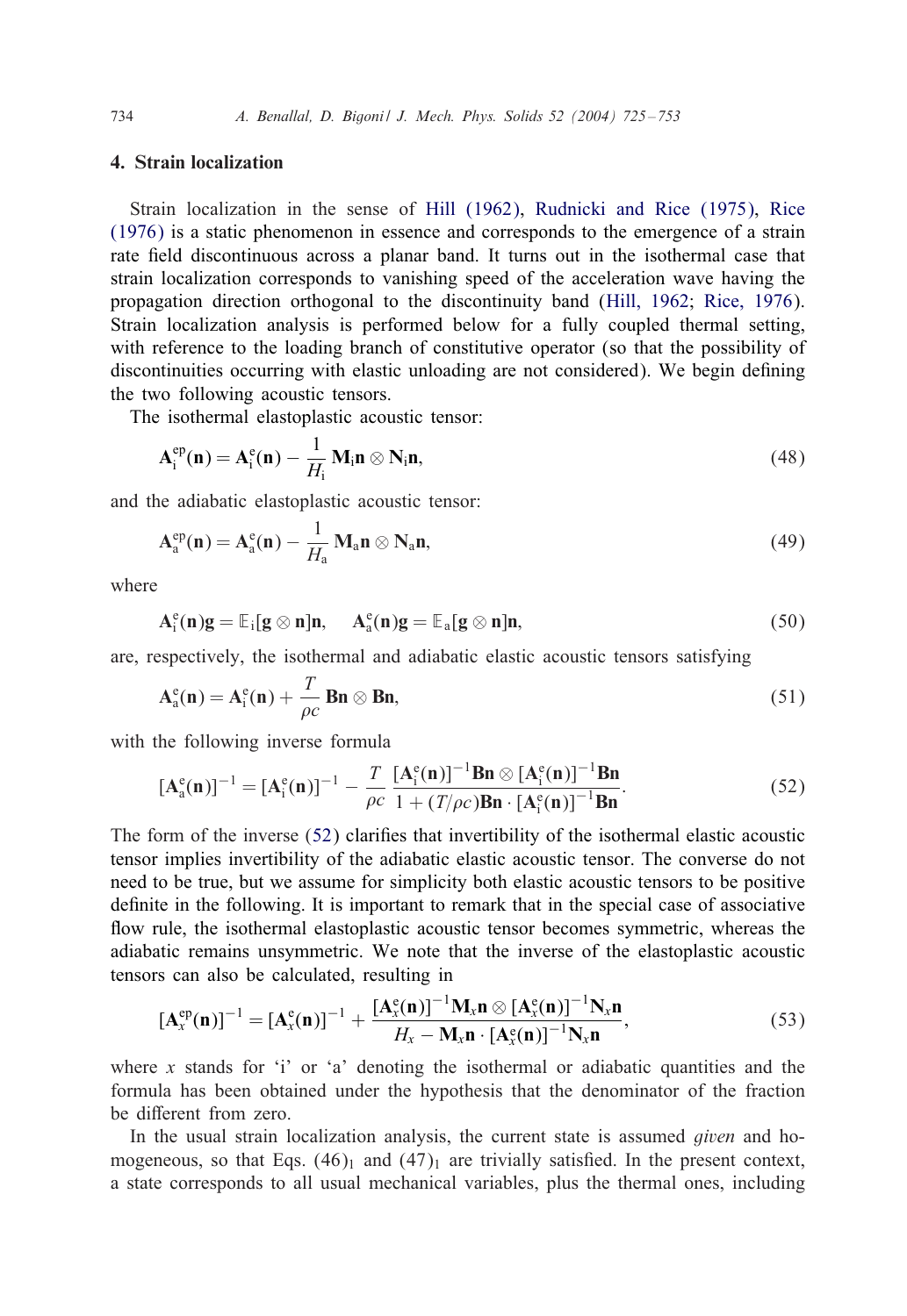## 4. Strain localization

Strain localization in the sense of Hill (1962), Rudnicki and Rice (1975), Rice (1976) is a static phenomenon in essence and corresponds to the emergence of a strain rate field discontinuous across a planar band. It turns out in the isothermal case that strain localization corresponds to vanishing speed of the acceleration wave having the propagation direction orthogonal to the discontinuity band (Hill, 1962; Rice, 1976). Strain localization analysis is performed below for a fully coupled thermal setting, with reference to the loading branch of constitutive operator (so that the possibility of discontinuities occurring with elastic unloading are not considered). We begin defining the two following acoustic tensors.

The isothermal elastoplastic acoustic tensor:

$$\mathbf{A}_{\mathrm{i}}^{\mathrm{ep}}(\mathbf{n}) = \mathbf{A}_{\mathrm{i}}^{\mathrm{e}}(\mathbf{n}) - \frac{1}{H_{\mathrm{i}}}\mathbf{M}_{\mathrm{i}}\mathbf{n} \otimes \mathbf{N}_{\mathrm{i}}\mathbf{n}, \tag{48}$$

and the adiabatic elastoplastic acoustic tensor:

$$\mathbf{A}_{\mathrm{a}}^{\mathrm{ep}}(\mathbf{n}) = \mathbf{A}_{\mathrm{a}}^{\mathrm{e}}(\mathbf{n}) - \frac{1}{H_{\mathrm{a}}}\mathbf{M}_{\mathrm{a}}\mathbf{n} \otimes \mathbf{N}_{\mathrm{a}}\mathbf{n}, \tag{49}$$

where

$$\mathbf{A}_{\mathrm{i}}^{\mathrm{e}}(\mathbf{n})\mathbf{g} = \mathbb{E}_{\mathrm{i}}[\mathbf{g} \otimes \mathbf{n}]\mathbf{n}, \quad \mathbf{A}_{\mathrm{a}}^{\mathrm{e}}(\mathbf{n})\mathbf{g} = \mathbb{E}_{\mathrm{a}}[\mathbf{g} \otimes \mathbf{n}]\mathbf{n}, \tag{50}$$

are, respectively, the isothermal and adiabatic elastic acoustic tensors satisfying

$$\mathbf{A}_{\mathrm{a}}^{\mathrm{e}}(\mathbf{n}) = \mathbf{A}_{\mathrm{i}}^{\mathrm{e}}(\mathbf{n}) + \frac{T}{\rho c}\mathbf{B}\mathbf{n} \otimes \mathbf{B}\mathbf{n}, \tag{51}$$

with the following inverse formula

$$[\mathbf{A}_{\mathrm{a}}^{\mathrm{e}}(\mathbf{n})]^{-1} = [\mathbf{A}_{\mathrm{i}}^{\mathrm{e}}(\mathbf{n})]^{-1} - \frac{T}{\rho c}\frac{[\mathbf{A}_{\mathrm{i}}^{\mathrm{e}}(\mathbf{n})]^{-1}\mathbf{B}\mathbf{n} \otimes [\mathbf{A}_{\mathrm{i}}^{\mathrm{e}}(\mathbf{n})]^{-1}\mathbf{B}\mathbf{n}}{1 + (T/\rho c)\mathbf{B}\mathbf{n} \cdot [\mathbf{A}_{\mathrm{i}}^{\mathrm{e}}(\mathbf{n})]^{-1}\mathbf{B}\mathbf{n}}. \tag{52}$$

The form of the inverse (52) clarifies that invertibility of the isothermal elastic acoustic tensor implies invertibility of the adiabatic elastic acoustic tensor. The converse do not need to be true, but we assume for simplicity both elastic acoustic tensors to be positive definite in the following. It is important to remark that in the special case of associative flow rule, the isothermal elastoplastic acoustic tensor becomes symmetric, whereas the adiabatic remains unsymmetric. We note that the inverse of the elastoplastic acoustic tensors can also be calculated, resulting in

$$[\mathbf{A}_{x}^{\mathrm{ep}}(\mathbf{n})]^{-1} = [\mathbf{A}_{x}^{\mathrm{e}}(\mathbf{n})]^{-1} + \frac{[\mathbf{A}_{x}^{\mathrm{e}}(\mathbf{n})]^{-1}\mathbf{M}_{x}\mathbf{n} \otimes [\mathbf{A}_{x}^{\mathrm{e}}(\mathbf{n})]^{-1}\mathbf{N}_{x}\mathbf{n}}{H_{x} - \mathbf{M}_{x}\mathbf{n} \cdot [\mathbf{A}_{x}^{\mathrm{e}}(\mathbf{n})]^{-1}\mathbf{N}_{x}\mathbf{n}}, \tag{53}$$

where $x$ stands for 'i' or 'a' denoting the isothermal or adiabatic quantities and the formula has been obtained under the hypothesis that the denominator of the fraction be different from zero.

In the usual strain localization analysis, the current state is assumed *given* and homogeneous, so that Eqs. $(46)_1$ and $(47)_1$ are trivially satisfied. In the present context, a state corresponds to all usual mechanical variables, plus the thermal ones, including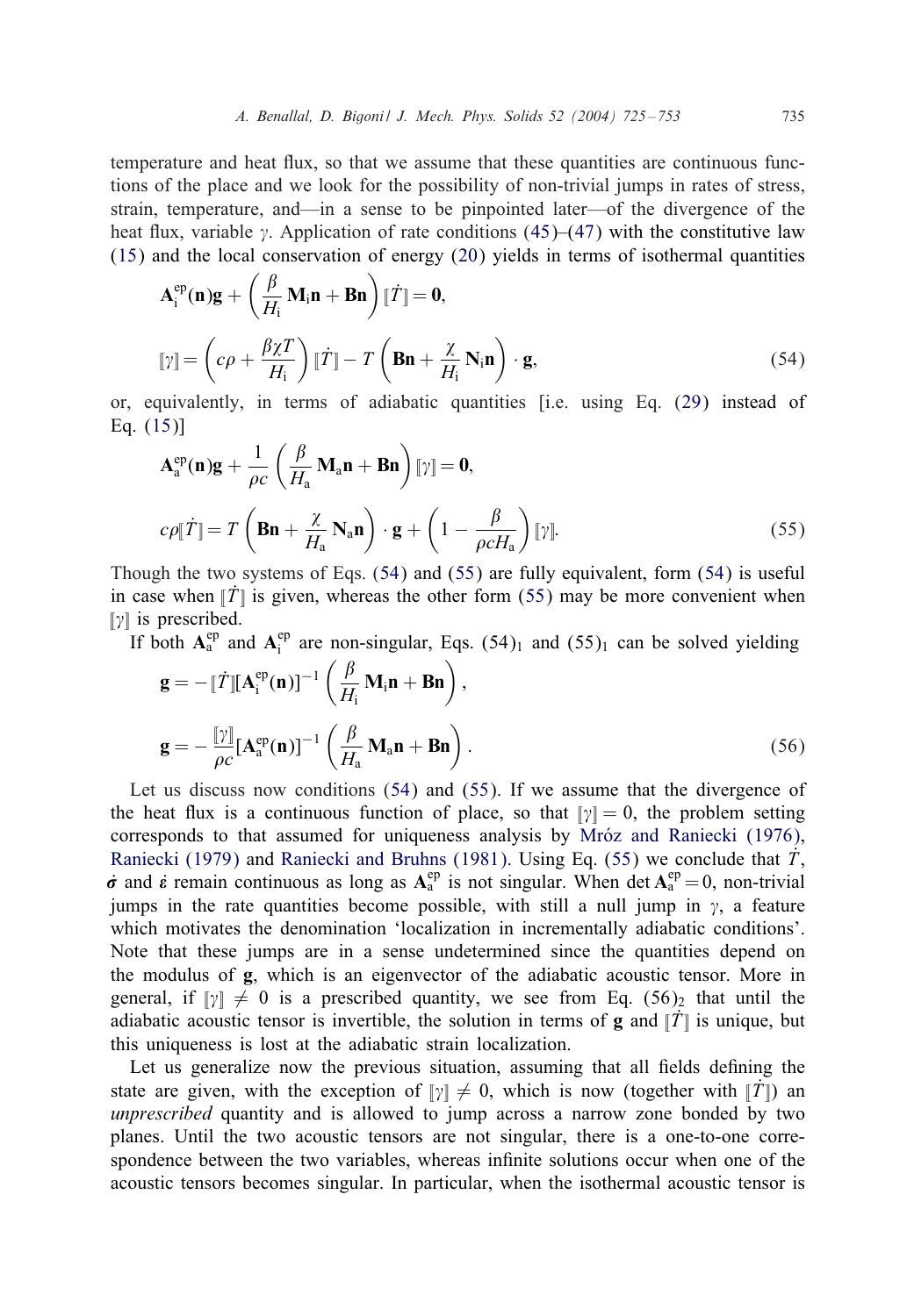temperature and heat flux, so that we assume that these quantities are continuous functions of the place and we look for the possibility of non-trivial jumps in rates of stress, strain, temperature, and—in a sense to be pinpointed later—of the divergence of the heat flux, variable $\gamma$. Application of rate conditions (45)–(47) with the constitutive law (15) and the local conservation of energy (20) yields in terms of isothermal quantities

$$
\mathbf{A}_{\mathrm{i}}^{\mathrm{ep}}(\mathbf{n})\mathbf{g} + \left(\frac{\beta}{H_{\mathrm{i}}}\mathbf{M}_{\mathrm{i}}\mathbf{n} + \mathbf{B}\mathbf{n}\right)[\![\dot{T}]\!] = \mathbf{0},
$$

$$
[\![\gamma]\!] = \left(c\rho + \frac{\beta\chi T}{H_{\mathrm{i}}}\right)[\![\dot{T}]\!] - T\left(\mathbf{B}\mathbf{n} + \frac{\chi}{H_{\mathrm{i}}}\mathbf{N}_{\mathrm{i}}\mathbf{n}\right)\cdot\mathbf{g}, \tag{54}
$$

or, equivalently, in terms of adiabatic quantities [i.e. using Eq. (29) instead of Eq. (15)]

$$
\mathbf{A}_{\mathrm{a}}^{\mathrm{ep}}(\mathbf{n})\mathbf{g} + \frac{1}{\rho c}\left(\frac{\beta}{H_{\mathrm{a}}}\mathbf{M}_{\mathrm{a}}\mathbf{n} + \mathbf{B}\mathbf{n}\right)[\![\gamma]\!] = \mathbf{0},
$$

$$
c\rho[\![\dot{T}]\!] = T\left(\mathbf{B}\mathbf{n} + \frac{\chi}{H_{\mathrm{a}}}\mathbf{N}_{\mathrm{a}}\mathbf{n}\right)\cdot\mathbf{g} + \left(1 - \frac{\beta}{\rho c H_{\mathrm{a}}}\right)[\![\gamma]\!]. \tag{55}
$$

Though the two systems of Eqs. (54) and (55) are fully equivalent, form (54) is useful in case when $[\![\dot{T}]\!]$ is given, whereas the other form (55) may be more convenient when $[\![\gamma]\!]$ is prescribed.

If both $\mathbf{A}_{\mathrm{a}}^{\mathrm{ep}}$ and $\mathbf{A}_{\mathrm{i}}^{\mathrm{ep}}$ are non-singular, Eqs. $(54)_1$ and $(55)_1$ can be solved yielding

$$
\mathbf{g} = -[\![\dot{T}]\!][\mathbf{A}_{\mathrm{i}}^{\mathrm{ep}}(\mathbf{n})]^{-1}\left(\frac{\beta}{H_{\mathrm{i}}}\mathbf{M}_{\mathrm{i}}\mathbf{n} + \mathbf{B}\mathbf{n}\right),
$$

$$
\mathbf{g} = -\frac{[\![\gamma]\!]}{\rho c}[\mathbf{A}_{\mathrm{a}}^{\mathrm{ep}}(\mathbf{n})]^{-1}\left(\frac{\beta}{H_{\mathrm{a}}}\mathbf{M}_{\mathrm{a}}\mathbf{n} + \mathbf{B}\mathbf{n}\right). \tag{56}
$$

Let us discuss now conditions (54) and (55). If we assume that the divergence of the heat flux is a continuous function of place, so that $[\![\gamma]\!] = 0$, the problem setting corresponds to that assumed for uniqueness analysis by Mróz and Raniecki (1976), Raniecki (1979) and Raniecki and Bruhns (1981). Using Eq. (55) we conclude that $\dot{T}$, $\dot{\boldsymbol{\sigma}}$ and $\dot{\boldsymbol{\varepsilon}}$ remain continuous as long as $\mathbf{A}_{\mathrm{a}}^{\mathrm{ep}}$ is not singular. When $\det \mathbf{A}_{\mathrm{a}}^{\mathrm{ep}} = 0$, non-trivial jumps in the rate quantities become possible, with still a null jump in $\gamma$, a feature which motivates the denomination 'localization in incrementally adiabatic conditions'. Note that these jumps are in a sense undetermined since the quantities depend on the modulus of $\mathbf{g}$, which is an eigenvector of the adiabatic acoustic tensor. More in general, if $[\![\gamma]\!] \neq 0$ is a prescribed quantity, we see from Eq. $(56)_2$ that until the adiabatic acoustic tensor is invertible, the solution in terms of $\mathbf{g}$ and $[\![\dot{T}]\!]$ is unique, but this uniqueness is lost at the adiabatic strain localization.

Let us generalize now the previous situation, assuming that all fields defining the state are given, with the exception of $[\![\gamma]\!] \neq 0$, which is now (together with $[\![\dot{T}]\!]$) an *unprescribed* quantity and is allowed to jump across a narrow zone bonded by two planes. Until the two acoustic tensors are not singular, there is a one-to-one correspondence between the two variables, whereas infinite solutions occur when one of the acoustic tensors becomes singular. In particular, when the isothermal acoustic tensor is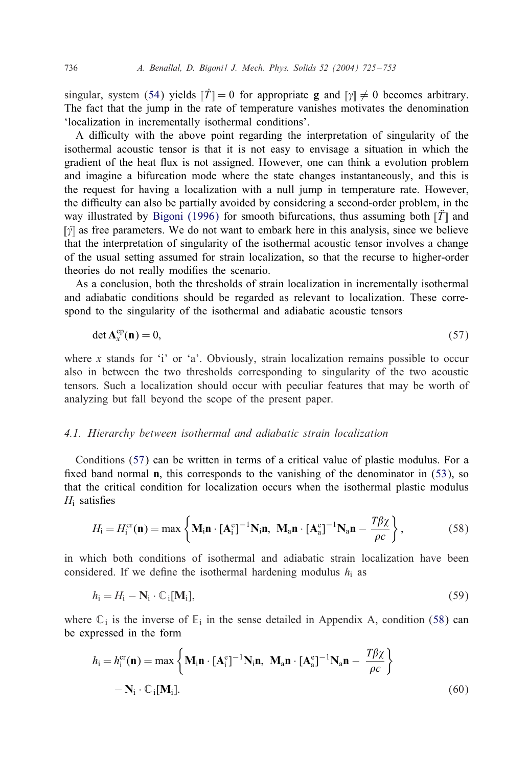singular, system (54) yields $[\![\dot{T}]\!] = 0$ for appropriate $\mathbf{g}$ and $[\![\gamma]\!] \neq 0$ becomes arbitrary. The fact that the jump in the rate of temperature vanishes motivates the denomination 'localization in incrementally isothermal conditions'.

A difficulty with the above point regarding the interpretation of singularity of the isothermal acoustic tensor is that it is not easy to envisage a situation in which the gradient of the heat flux is not assigned. However, one can think a evolution problem and imagine a bifurcation mode where the state changes instantaneously, and this is the request for having a localization with a null jump in temperature rate. However, the difficulty can also be partially avoided by considering a second-order problem, in the way illustrated by Bigoni (1996) for smooth bifurcations, thus assuming both $[\![\ddot{T}]\!]$ and $[\![\dot{\gamma}]\!]$ as free parameters. We do not want to embark here in this analysis, since we believe that the interpretation of singularity of the isothermal acoustic tensor involves a change of the usual setting assumed for strain localization, so that the recurse to higher-order theories do not really modifies the scenario.

As a conclusion, both the thresholds of strain localization in incrementally isothermal and adiabatic conditions should be regarded as relevant to localization. These correspond to the singularity of the isothermal and adiabatic acoustic tensors

$$\det \mathbf{A}_x^{\mathrm{ep}}(\mathbf{n}) = 0, \tag{57}$$

where $x$ stands for 'i' or 'a'. Obviously, strain localization remains possible to occur also in between the two thresholds corresponding to singularity of the two acoustic tensors. Such a localization should occur with peculiar features that may be worth of analyzing but fall beyond the scope of the present paper.

### 4.1. Hierarchy between isothermal and adiabatic strain localization

Conditions (57) can be written in terms of a critical value of plastic modulus. For a fixed band normal $\mathbf{n}$, this corresponds to the vanishing of the denominator in (53), so that the critical condition for localization occurs when the isothermal plastic modulus $H_{\mathrm{i}}$ satisfies

$$H_{\mathrm{i}} = H_{\mathrm{i}}^{\mathrm{cr}}(\mathbf{n}) = \max\left\{\mathbf{M}_{\mathrm{i}}\mathbf{n} \cdot [\mathbf{A}_{\mathrm{i}}^{\mathrm{e}}]^{-1}\mathbf{N}_{\mathrm{i}}\mathbf{n},\ \mathbf{M}_{\mathrm{a}}\mathbf{n} \cdot [\mathbf{A}_{\mathrm{a}}^{\mathrm{e}}]^{-1}\mathbf{N}_{\mathrm{a}}\mathbf{n} - \frac{T\beta\chi}{\rho c}\right\}, \tag{58}$$

in which both conditions of isothermal and adiabatic strain localization have been considered. If we define the isothermal hardening modulus $h_{\mathrm{i}}$ as

$$h_{\mathrm{i}} = H_{\mathrm{i}} - \mathbf{N}_{\mathrm{i}} \cdot \mathbb{C}_{\mathrm{i}}[\mathbf{M}_{\mathrm{i}}], \tag{59}$$

where $\mathbb{C}_{\mathrm{i}}$ is the inverse of $\mathbb{E}_{\mathrm{i}}$ in the sense detailed in Appendix A, condition (58) can be expressed in the form

$$h_{\mathrm{i}} = h_{\mathrm{i}}^{\mathrm{cr}}(\mathbf{n}) = \max\left\{\mathbf{M}_{\mathrm{i}}\mathbf{n} \cdot [\mathbf{A}_{\mathrm{i}}^{\mathrm{e}}]^{-1}\mathbf{N}_{\mathrm{i}}\mathbf{n},\ \mathbf{M}_{\mathrm{a}}\mathbf{n} \cdot [\mathbf{A}_{\mathrm{a}}^{\mathrm{e}}]^{-1}\mathbf{N}_{\mathrm{a}}\mathbf{n} - \frac{T\beta\chi}{\rho c}\right\} - \mathbf{N}_{\mathrm{i}} \cdot \mathbb{C}_{\mathrm{i}}[\mathbf{M}_{\mathrm{i}}]. \tag{60}$$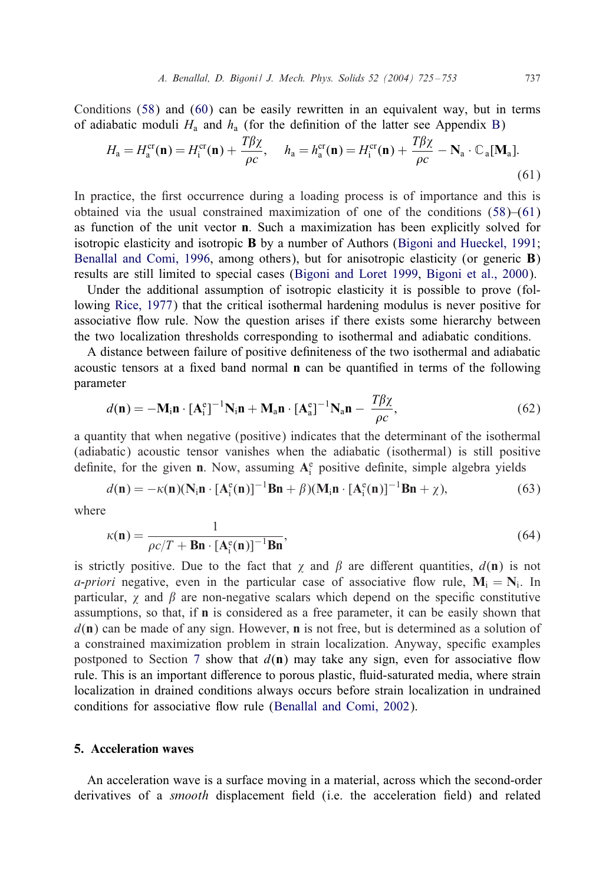Conditions (58) and (60) can be easily rewritten in an equivalent way, but in terms of adiabatic moduli $H_\mathrm{a}$ and $h_\mathrm{a}$ (for the definition of the latter see Appendix B)

$$H_\mathrm{a} = H_\mathrm{a}^{\mathrm{cr}}(\mathbf{n}) = H_\mathrm{i}^{\mathrm{cr}}(\mathbf{n}) + \frac{T\beta\chi}{\rho c}, \quad h_\mathrm{a} = h_\mathrm{a}^{\mathrm{cr}}(\mathbf{n}) = H_\mathrm{i}^{\mathrm{cr}}(\mathbf{n}) + \frac{T\beta\chi}{\rho c} - \mathbf{N}_\mathrm{a} \cdot \mathbb{C}_\mathrm{a}[\mathbf{M}_\mathrm{a}]. \tag{61}$$

In practice, the first occurrence during a loading process is of importance and this is obtained via the usual constrained maximization of one of the conditions (58)–(61) as function of the unit vector $\mathbf{n}$. Such a maximization has been explicitly solved for isotropic elasticity and isotropic $\mathbf{B}$ by a number of Authors (Bigoni and Hueckel, 1991; Benallal and Comi, 1996, among others), but for anisotropic elasticity (or generic $\mathbf{B}$) results are still limited to special cases (Bigoni and Loret 1999, Bigoni et al., 2000).

Under the additional assumption of isotropic elasticity it is possible to prove (following Rice, 1977) that the critical isothermal hardening modulus is never positive for associative flow rule. Now the question arises if there exists some hierarchy between the two localization thresholds corresponding to isothermal and adiabatic conditions.

A distance between failure of positive definiteness of the two isothermal and adiabatic acoustic tensors at a fixed band normal $\mathbf{n}$ can be quantified in terms of the following parameter

$$d(\mathbf{n}) = -\mathbf{M}_\mathrm{i}\mathbf{n} \cdot [\mathbf{A}_\mathrm{i}^\mathrm{e}]^{-1}\mathbf{N}_\mathrm{i}\mathbf{n} + \mathbf{M}_\mathrm{a}\mathbf{n} \cdot [\mathbf{A}_\mathrm{a}^\mathrm{e}]^{-1}\mathbf{N}_\mathrm{a}\mathbf{n} - \frac{T\beta\chi}{\rho c}, \tag{62}$$

a quantity that when negative (positive) indicates that the determinant of the isothermal (adiabatic) acoustic tensor vanishes when the adiabatic (isothermal) is still positive definite, for the given $\mathbf{n}$. Now, assuming $\mathbf{A}_\mathrm{i}^\mathrm{e}$ positive definite, simple algebra yields

$$d(\mathbf{n}) = -\kappa(\mathbf{n})(\mathbf{N}_\mathrm{i}\mathbf{n} \cdot [\mathbf{A}_\mathrm{i}^\mathrm{e}(\mathbf{n})]^{-1}\mathbf{B}\mathbf{n} + \beta)(\mathbf{M}_\mathrm{i}\mathbf{n} \cdot [\mathbf{A}_\mathrm{i}^\mathrm{e}(\mathbf{n})]^{-1}\mathbf{B}\mathbf{n} + \chi), \tag{63}$$

where

$$\kappa(\mathbf{n}) = \frac{1}{\rho c/T + \mathbf{B}\mathbf{n} \cdot [\mathbf{A}_\mathrm{i}^\mathrm{e}(\mathbf{n})]^{-1}\mathbf{B}\mathbf{n}}, \tag{64}$$

is strictly positive. Due to the fact that $\chi$ and $\beta$ are different quantities, $d(\mathbf{n})$ is not *a-priori* negative, even in the particular case of associative flow rule, $\mathbf{M}_\mathrm{i} = \mathbf{N}_\mathrm{i}$. In particular, $\chi$ and $\beta$ are non-negative scalars which depend on the specific constitutive assumptions, so that, if $\mathbf{n}$ is considered as a free parameter, it can be easily shown that $d(\mathbf{n})$ can be made of any sign. However, $\mathbf{n}$ is not free, but is determined as a solution of a constrained maximization problem in strain localization. Anyway, specific examples postponed to Section 7 show that $d(\mathbf{n})$ may take any sign, even for associative flow rule. This is an important difference to porous plastic, fluid-saturated media, where strain localization in drained conditions always occurs before strain localization in undrained conditions for associative flow rule (Benallal and Comi, 2002).

## 5. Acceleration waves

An acceleration wave is a surface moving in a material, across which the second-order derivatives of a *smooth* displacement field (i.e. the acceleration field) and related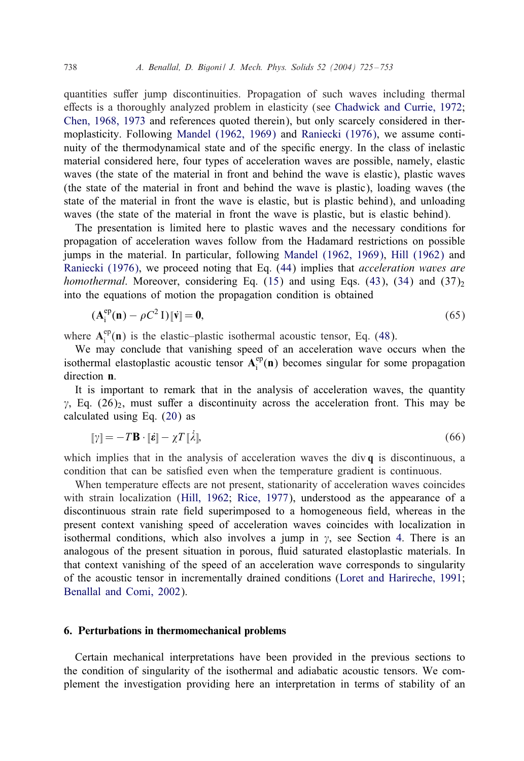quantities suffer jump discontinuities. Propagation of such waves including thermal effects is a thoroughly analyzed problem in elasticity (see Chadwick and Currie, 1972; Chen, 1968, 1973 and references quoted therein), but only scarcely considered in thermoplasticity. Following Mandel (1962, 1969) and Raniecki (1976), we assume continuity of the thermodynamical state and of the specific energy. In the class of inelastic material considered here, four types of acceleration waves are possible, namely, elastic waves (the state of the material in front and behind the wave is elastic), plastic waves (the state of the material in front and behind the wave is plastic), loading waves (the state of the material in front the wave is elastic, but is plastic behind), and unloading waves (the state of the material in front the wave is plastic, but is elastic behind).

The presentation is limited here to plastic waves and the necessary conditions for propagation of acceleration waves follow from the Hadamard restrictions on possible jumps in the material. In particular, following Mandel (1962, 1969), Hill (1962) and Raniecki (1976), we proceed noting that Eq. (44) implies that *acceleration waves are homothermal*. Moreover, considering Eq. (15) and using Eqs. (43), (34) and $(37)_2$ into the equations of motion the propagation condition is obtained

$$(\mathbf{A}_{\mathrm{i}}^{\mathrm{ep}}(\mathbf{n}) - \rho C^2\, \mathrm{I})[\![\dot{\mathbf{v}}]\!] = \mathbf{0}, \tag{65}$$

where $\mathbf{A}_{\mathrm{i}}^{\mathrm{ep}}(\mathbf{n})$ is the elastic–plastic isothermal acoustic tensor, Eq. (48).

We may conclude that vanishing speed of an acceleration wave occurs when the isothermal elastoplastic acoustic tensor $\mathbf{A}_{\mathrm{i}}^{\mathrm{ep}}(\mathbf{n})$ becomes singular for some propagation direction $\mathbf{n}$.

It is important to remark that in the analysis of acceleration waves, the quantity $\gamma$, Eq. $(26)_2$, must suffer a discontinuity across the acceleration front. This may be calculated using Eq. (20) as

$$[\![\gamma]\!] = -T\mathbf{B} \cdot [\![\dot{\boldsymbol{\varepsilon}}]\!] - \chi T\, [\![\dot{\lambda}]\!], \tag{66}$$

which implies that in the analysis of acceleration waves the div $\mathbf{q}$ is discontinuous, a condition that can be satisfied even when the temperature gradient is continuous.

When temperature effects are not present, stationarity of acceleration waves coincides with strain localization (Hill, 1962; Rice, 1977), understood as the appearance of a discontinuous strain rate field superimposed to a homogeneous field, whereas in the present context vanishing speed of acceleration waves coincides with localization in isothermal conditions, which also involves a jump in $\gamma$, see Section 4. There is an analogous of the present situation in porous, fluid saturated elastoplastic materials. In that context vanishing of the speed of an acceleration wave corresponds to singularity of the acoustic tensor in incrementally drained conditions (Loret and Harireche, 1991; Benallal and Comi, 2002).

## 6. Perturbations in thermomechanical problems

Certain mechanical interpretations have been provided in the previous sections to the condition of singularity of the isothermal and adiabatic acoustic tensors. We complement the investigation providing here an interpretation in terms of stability of an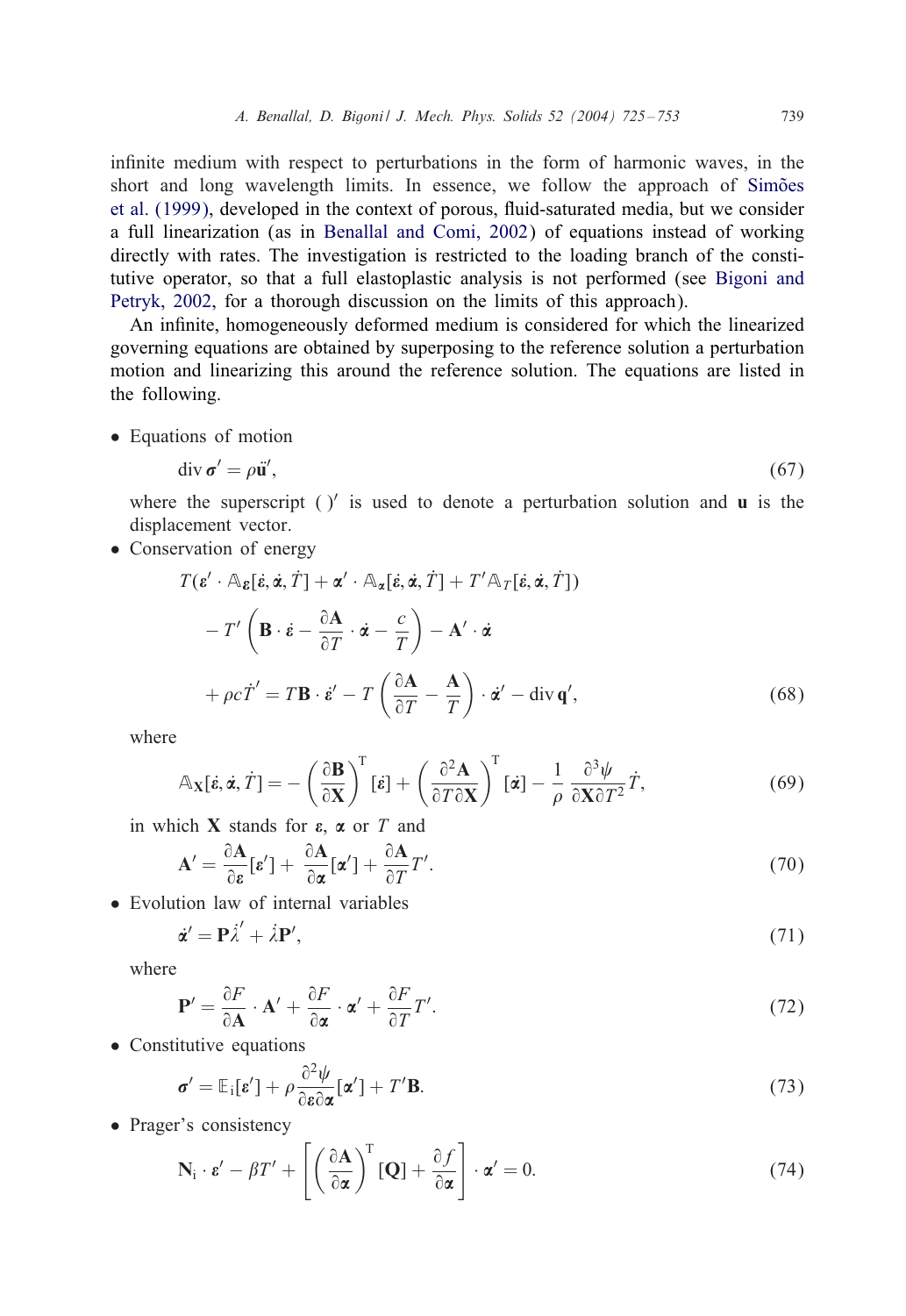infinite medium with respect to perturbations in the form of harmonic waves, in the short and long wavelength limits. In essence, we follow the approach of Simões et al. (1999), developed in the context of porous, fluid-saturated media, but we consider a full linearization (as in Benallal and Comi, 2002) of equations instead of working directly with rates. The investigation is restricted to the loading branch of the constitutive operator, so that a full elastoplastic analysis is not performed (see Bigoni and Petryk, 2002, for a thorough discussion on the limits of this approach).

An infinite, homogeneously deformed medium is considered for which the linearized governing equations are obtained by superposing to the reference solution a perturbation motion and linearizing this around the reference solution. The equations are listed in the following.

- Equations of motion

$$\operatorname{div} \boldsymbol{\sigma}' = \rho \ddot{\mathbf{u}}', \tag{67}$$

where the superscript $(\,)'$ is used to denote a perturbation solution and $\mathbf{u}$ is the displacement vector.

- Conservation of energy

$$\begin{aligned} &T(\boldsymbol{\varepsilon}' \cdot \mathbb{A}_{\boldsymbol{\varepsilon}}[\dot{\boldsymbol{\varepsilon}}, \dot{\boldsymbol{\alpha}}, \dot{T}] + \boldsymbol{\alpha}' \cdot \mathbb{A}_{\boldsymbol{\alpha}}[\dot{\boldsymbol{\varepsilon}}, \dot{\boldsymbol{\alpha}}, \dot{T}] + T' \mathbb{A}_T[\dot{\boldsymbol{\varepsilon}}, \dot{\boldsymbol{\alpha}}, \dot{T}]) \\ &\quad - T' \left( \mathbf{B} \cdot \dot{\boldsymbol{\varepsilon}} - \frac{\partial \mathbf{A}}{\partial T} \cdot \dot{\boldsymbol{\alpha}} - \frac{c}{T} \right) - \mathbf{A}' \cdot \dot{\boldsymbol{\alpha}} \\ &\quad + \rho c \dot{T}' = T \mathbf{B} \cdot \dot{\boldsymbol{\varepsilon}}' - T \left( \frac{\partial \mathbf{A}}{\partial T} - \frac{\mathbf{A}}{T} \right) \cdot \dot{\boldsymbol{\alpha}}' - \operatorname{div} \mathbf{q}', \end{aligned} \tag{68}$$

where

$$\mathbb{A}_{\mathbf{X}}[\dot{\boldsymbol{\varepsilon}}, \dot{\boldsymbol{\alpha}}, \dot{T}] = -\left( \frac{\partial \mathbf{B}}{\partial \mathbf{X}} \right)^{\mathrm{T}} [\dot{\boldsymbol{\varepsilon}}] + \left( \frac{\partial^2 \mathbf{A}}{\partial T \partial \mathbf{X}} \right)^{\mathrm{T}} [\dot{\boldsymbol{\alpha}}] - \frac{1}{\rho} \frac{\partial^3 \psi}{\partial \mathbf{X} \partial T^2} \dot{T}, \tag{69}$$

in which $\mathbf{X}$ stands for $\boldsymbol{\varepsilon}$, $\boldsymbol{\alpha}$ or $T$ and

$$\mathbf{A}' = \frac{\partial \mathbf{A}}{\partial \boldsymbol{\varepsilon}}[\boldsymbol{\varepsilon}'] + \frac{\partial \mathbf{A}}{\partial \boldsymbol{\alpha}}[\boldsymbol{\alpha}'] + \frac{\partial \mathbf{A}}{\partial T} T'. \tag{70}$$

- Evolution law of internal variables

$$\dot{\boldsymbol{\alpha}}' = \mathbf{P} \dot{\lambda}' + \dot{\lambda} \mathbf{P}', \tag{71}$$

where

$$\mathbf{P}' = \frac{\partial F}{\partial \mathbf{A}} \cdot \mathbf{A}' + \frac{\partial F}{\partial \boldsymbol{\alpha}} \cdot \boldsymbol{\alpha}' + \frac{\partial F}{\partial T} T'. \tag{72}$$

- Constitutive equations

$$\boldsymbol{\sigma}' = \mathbb{E}_{\mathrm{i}}[\boldsymbol{\varepsilon}'] + \rho \frac{\partial^2 \psi}{\partial \boldsymbol{\varepsilon} \partial \boldsymbol{\alpha}}[\boldsymbol{\alpha}'] + T' \mathbf{B}. \tag{73}$$

- Prager's consistency

$$\mathbf{N}_{\mathrm{i}} \cdot \boldsymbol{\varepsilon}' - \beta T' + \left[ \left( \frac{\partial \mathbf{A}}{\partial \boldsymbol{\alpha}} \right)^{\mathrm{T}} [\mathbf{Q}] + \frac{\partial f}{\partial \boldsymbol{\alpha}} \right] \cdot \boldsymbol{\alpha}' = 0. \tag{74}$$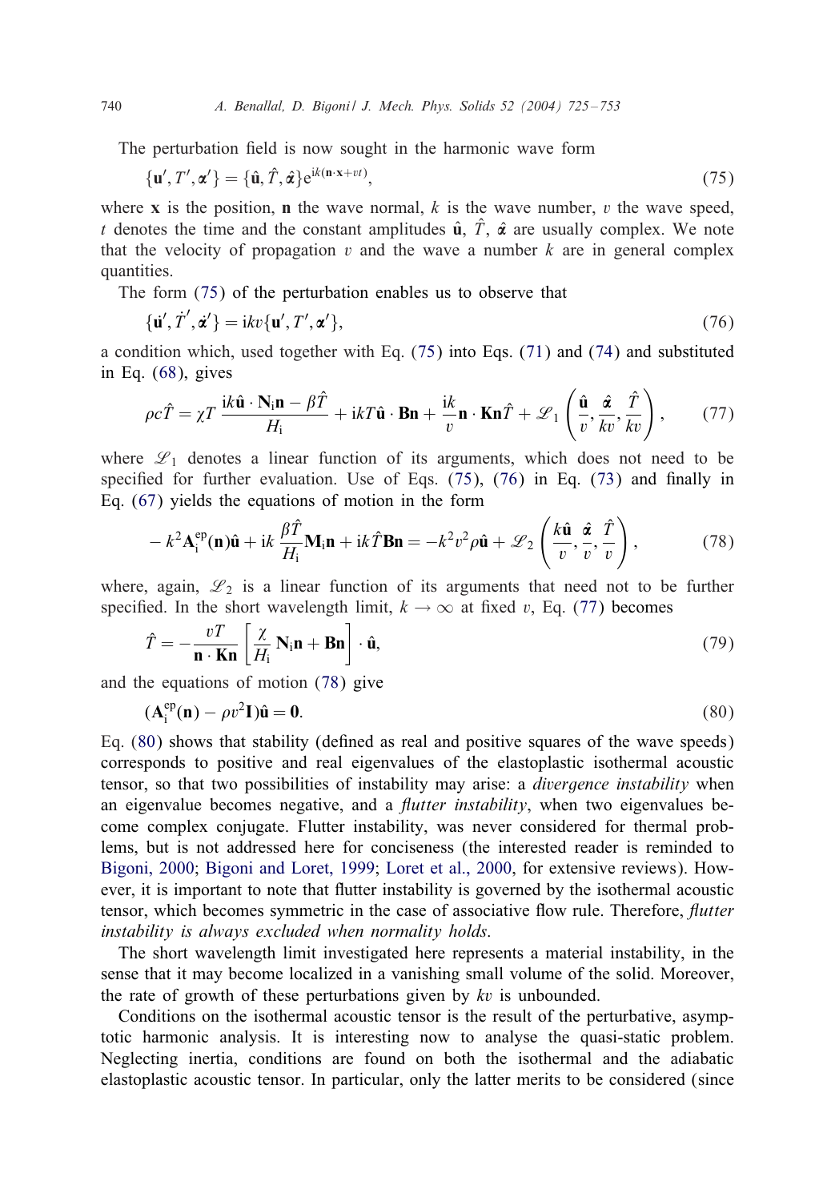The perturbation field is now sought in the harmonic wave form

$$\{\mathbf{u}', T', \boldsymbol{\alpha}'\} = \{\hat{\mathbf{u}}, \hat{T}, \hat{\boldsymbol{\alpha}}\} e^{ik(\mathbf{n}\cdot\mathbf{x}+vt)}, \tag{75}$$

where $\mathbf{x}$ is the position, $\mathbf{n}$ the wave normal, $k$ is the wave number, $v$ the wave speed, $t$ denotes the time and the constant amplitudes $\hat{\mathbf{u}}$, $\hat{T}$, $\hat{\boldsymbol{\alpha}}$ are usually complex. We note that the velocity of propagation $v$ and the wave a number $k$ are in general complex quantities.

The form (75) of the perturbation enables us to observe that

$$\{\dot{\mathbf{u}}', \dot{T}', \dot{\boldsymbol{\alpha}}'\} = ikv\{\mathbf{u}', T', \boldsymbol{\alpha}'\}, \tag{76}$$

a condition which, used together with Eq. (75) into Eqs. (71) and (74) and substituted in Eq. (68), gives

$$\rho c \hat{T} = \chi T \frac{ik\hat{\mathbf{u}} \cdot \mathbf{N}_{\rm i}\mathbf{n} - \beta \hat{T}}{H_{\rm i}} + ikT\hat{\mathbf{u}} \cdot \mathbf{B}\mathbf{n} + \frac{ik}{v}\mathbf{n} \cdot \mathbf{K}\mathbf{n}\hat{T} + \mathscr{L}_1\left(\frac{\hat{\mathbf{u}}}{v}, \frac{\hat{\boldsymbol{\alpha}}}{kv}, \frac{\hat{T}}{kv}\right), \tag{77}$$

where $\mathscr{L}_1$ denotes a linear function of its arguments, which does not need to be specified for further evaluation. Use of Eqs. (75), (76) in Eq. (73) and finally in Eq. (67) yields the equations of motion in the form

$$-k^2\mathbf{A}_{\rm i}^{\rm ep}(\mathbf{n})\hat{\mathbf{u}} + ik\frac{\beta\hat{T}}{H_{\rm i}}\mathbf{M}_{\rm i}\mathbf{n} + ik\hat{T}\mathbf{B}\mathbf{n} = -k^2v^2\rho\hat{\mathbf{u}} + \mathscr{L}_2\left(\frac{k\hat{\mathbf{u}}}{v}, \frac{\hat{\boldsymbol{\alpha}}}{v}, \frac{\hat{T}}{v}\right), \tag{78}$$

where, again, $\mathscr{L}_2$ is a linear function of its arguments that need not to be further specified. In the short wavelength limit, $k \to \infty$ at fixed $v$, Eq. (77) becomes

$$\hat{T} = -\frac{vT}{\mathbf{n} \cdot \mathbf{K}\mathbf{n}}\left[\frac{\chi}{H_{\rm i}}\mathbf{N}_{\rm i}\mathbf{n} + \mathbf{B}\mathbf{n}\right] \cdot \hat{\mathbf{u}}, \tag{79}$$

and the equations of motion (78) give

$$(\mathbf{A}_{\rm i}^{\rm ep}(\mathbf{n}) - \rho v^2\mathbf{I})\hat{\mathbf{u}} = \mathbf{0}. \tag{80}$$

Eq. (80) shows that stability (defined as real and positive squares of the wave speeds) corresponds to positive and real eigenvalues of the elastoplastic isothermal acoustic tensor, so that two possibilities of instability may arise: a *divergence instability* when an eigenvalue becomes negative, and a *flutter instability*, when two eigenvalues become complex conjugate. Flutter instability, was never considered for thermal problems, but is not addressed here for conciseness (the interested reader is reminded to Bigoni, 2000; Bigoni and Loret, 1999; Loret et al., 2000, for extensive reviews). However, it is important to note that flutter instability is governed by the isothermal acoustic tensor, which becomes symmetric in the case of associative flow rule. Therefore, *flutter instability is always excluded when normality holds.*

The short wavelength limit investigated here represents a material instability, in the sense that it may become localized in a vanishing small volume of the solid. Moreover, the rate of growth of these perturbations given by $kv$ is unbounded.

Conditions on the isothermal acoustic tensor is the result of the perturbative, asymptotic harmonic analysis. It is interesting now to analyse the quasi-static problem. Neglecting inertia, conditions are found on both the isothermal and the adiabatic elastoplastic acoustic tensor. In particular, only the latter merits to be considered (since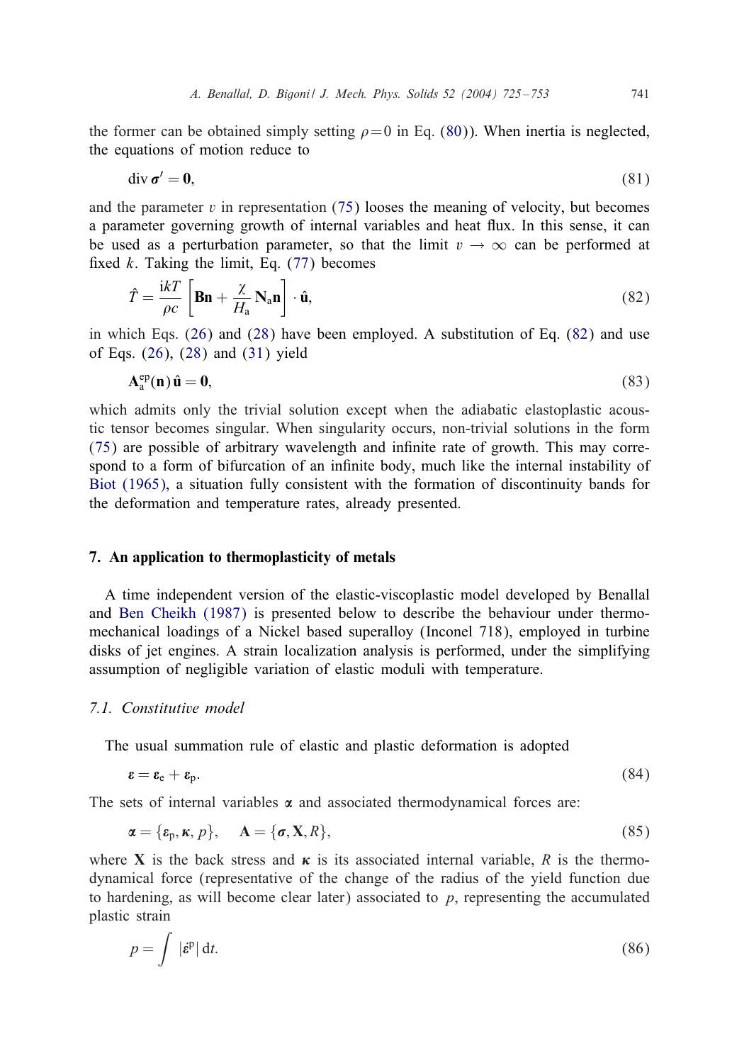the former can be obtained simply setting $\rho = 0$ in Eq. (80)). When inertia is neglected, the equations of motion reduce to

$$\operatorname{div} \boldsymbol{\sigma}' = \mathbf{0}, \tag{81}$$

and the parameter $v$ in representation (75) looses the meaning of velocity, but becomes a parameter governing growth of internal variables and heat flux. In this sense, it can be used as a perturbation parameter, so that the limit $v \to \infty$ can be performed at fixed $k$. Taking the limit, Eq. (77) becomes

$$\hat{T} = \frac{\mathrm{i}kT}{\rho c}\left[\mathbf{B}\mathbf{n} + \frac{\chi}{H_{\mathrm{a}}}\mathbf{N}_{\mathrm{a}}\mathbf{n}\right]\cdot \hat{\mathbf{u}}, \tag{82}$$

in which Eqs. (26) and (28) have been employed. A substitution of Eq. (82) and use of Eqs. (26), (28) and (31) yield

$$\mathbf{A}_{\mathrm{a}}^{\mathrm{ep}}(\mathbf{n})\,\hat{\mathbf{u}} = \mathbf{0}, \tag{83}$$

which admits only the trivial solution except when the adiabatic elastoplastic acoustic tensor becomes singular. When singularity occurs, non-trivial solutions in the form (75) are possible of arbitrary wavelength and infinite rate of growth. This may correspond to a form of bifurcation of an infinite body, much like the internal instability of Biot (1965), a situation fully consistent with the formation of discontinuity bands for the deformation and temperature rates, already presented.

## 7. An application to thermoplasticity of metals

A time independent version of the elastic-viscoplastic model developed by Benallal and Ben Cheikh (1987) is presented below to describe the behaviour under thermomechanical loadings of a Nickel based superalloy (Inconel 718), employed in turbine disks of jet engines. A strain localization analysis is performed, under the simplifying assumption of negligible variation of elastic moduli with temperature.

### 7.1. Constitutive model

The usual summation rule of elastic and plastic deformation is adopted

$$\boldsymbol{\varepsilon} = \boldsymbol{\varepsilon}_{\mathrm{e}} + \boldsymbol{\varepsilon}_{\mathrm{p}}. \tag{84}$$

The sets of internal variables $\boldsymbol{\alpha}$ and associated thermodynamical forces are:

$$\boldsymbol{\alpha} = \{\boldsymbol{\varepsilon}_{\mathrm{p}}, \boldsymbol{\kappa}, p\}, \quad \mathbf{A} = \{\boldsymbol{\sigma}, \mathbf{X}, R\}, \tag{85}$$

where $\mathbf{X}$ is the back stress and $\boldsymbol{\kappa}$ is its associated internal variable, $R$ is the thermodynamical force (representative of the change of the radius of the yield function due to hardening, as will become clear later) associated to $p$, representing the accumulated plastic strain

$$p = \int |\dot{\boldsymbol{\varepsilon}}^{\mathrm{p}}|\,\mathrm{d}t. \tag{86}$$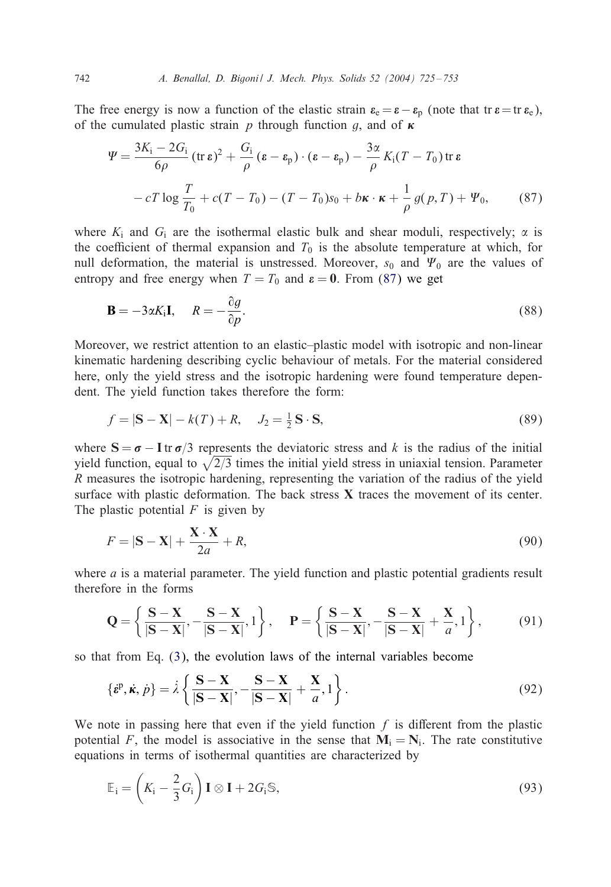The free energy is now a function of the elastic strain $\boldsymbol{\varepsilon}_\mathrm{e} = \boldsymbol{\varepsilon} - \boldsymbol{\varepsilon}_\mathrm{p}$ (note that $\operatorname{tr} \boldsymbol{\varepsilon} = \operatorname{tr} \boldsymbol{\varepsilon}_\mathrm{e}$), of the cumulated plastic strain $p$ through function $g$, and of $\boldsymbol{\kappa}$

$$
\Psi = \frac{3K_\mathrm{i} - 2G_\mathrm{i}}{6\rho} (\operatorname{tr} \boldsymbol{\varepsilon})^2 + \frac{G_\mathrm{i}}{\rho} (\boldsymbol{\varepsilon} - \boldsymbol{\varepsilon}_\mathrm{p}) \cdot (\boldsymbol{\varepsilon} - \boldsymbol{\varepsilon}_\mathrm{p}) - \frac{3\alpha}{\rho} K_\mathrm{i} (T - T_0) \operatorname{tr} \boldsymbol{\varepsilon}
$$

$$
- cT \log \frac{T}{T_0} + c(T - T_0) - (T - T_0) s_0 + b\boldsymbol{\kappa} \cdot \boldsymbol{\kappa} + \frac{1}{\rho} g(p, T) + \Psi_0, \tag{87}
$$

where $K_\mathrm{i}$ and $G_\mathrm{i}$ are the isothermal elastic bulk and shear moduli, respectively; $\alpha$ is the coefficient of thermal expansion and $T_0$ is the absolute temperature at which, for null deformation, the material is unstressed. Moreover, $s_0$ and $\Psi_0$ are the values of entropy and free energy when $T = T_0$ and $\boldsymbol{\varepsilon} = \mathbf{0}$. From (87) we get

$$
\mathbf{B} = -3\alpha K_\mathrm{i} \mathbf{I}, \quad R = -\frac{\partial g}{\partial p}. \tag{88}
$$

Moreover, we restrict attention to an elastic–plastic model with isotropic and non-linear kinematic hardening describing cyclic behaviour of metals. For the material considered here, only the yield stress and the isotropic hardening were found temperature dependent. The yield function takes therefore the form:

$$
f = |\mathbf{S} - \mathbf{X}| - k(T) + R, \quad J_2 = \tfrac{1}{2} \mathbf{S} \cdot \mathbf{S}, \tag{89}
$$

where $\mathbf{S} = \boldsymbol{\sigma} - \mathbf{I} \operatorname{tr} \boldsymbol{\sigma}/3$ represents the deviatoric stress and $k$ is the radius of the initial yield function, equal to $\sqrt{2/3}$ times the initial yield stress in uniaxial tension. Parameter $R$ measures the isotropic hardening, representing the variation of the radius of the yield surface with plastic deformation. The back stress $\mathbf{X}$ traces the movement of its center. The plastic potential $F$ is given by

$$
F = |\mathbf{S} - \mathbf{X}| + \frac{\mathbf{X} \cdot \mathbf{X}}{2a} + R, \tag{90}
$$

where $a$ is a material parameter. The yield function and plastic potential gradients result therefore in the forms

$$
\mathbf{Q} = \left\{ \frac{\mathbf{S} - \mathbf{X}}{|\mathbf{S} - \mathbf{X}|}, -\frac{\mathbf{S} - \mathbf{X}}{|\mathbf{S} - \mathbf{X}|}, 1 \right\}, \quad \mathbf{P} = \left\{ \frac{\mathbf{S} - \mathbf{X}}{|\mathbf{S} - \mathbf{X}|}, -\frac{\mathbf{S} - \mathbf{X}}{|\mathbf{S} - \mathbf{X}|} + \frac{\mathbf{X}}{a}, 1 \right\}, \tag{91}
$$

so that from Eq. (3), the evolution laws of the internal variables become

$$
\{\dot{\boldsymbol{\varepsilon}}^\mathrm{p}, \dot{\boldsymbol{\kappa}}, \dot{p}\} = \dot{\lambda} \left\{ \frac{\mathbf{S} - \mathbf{X}}{|\mathbf{S} - \mathbf{X}|}, -\frac{\mathbf{S} - \mathbf{X}}{|\mathbf{S} - \mathbf{X}|} + \frac{\mathbf{X}}{a}, 1 \right\}. \tag{92}
$$

We note in passing here that even if the yield function $f$ is different from the plastic potential $F$, the model is associative in the sense that $\mathbf{M}_\mathrm{i} = \mathbf{N}_\mathrm{i}$. The rate constitutive equations in terms of isothermal quantities are characterized by

$$
\mathbb{E}_\mathrm{i} = \left( K_\mathrm{i} - \frac{2}{3} G_\mathrm{i} \right) \mathbf{I} \otimes \mathbf{I} + 2G_\mathrm{i} \mathbb{S}, \tag{93}
$$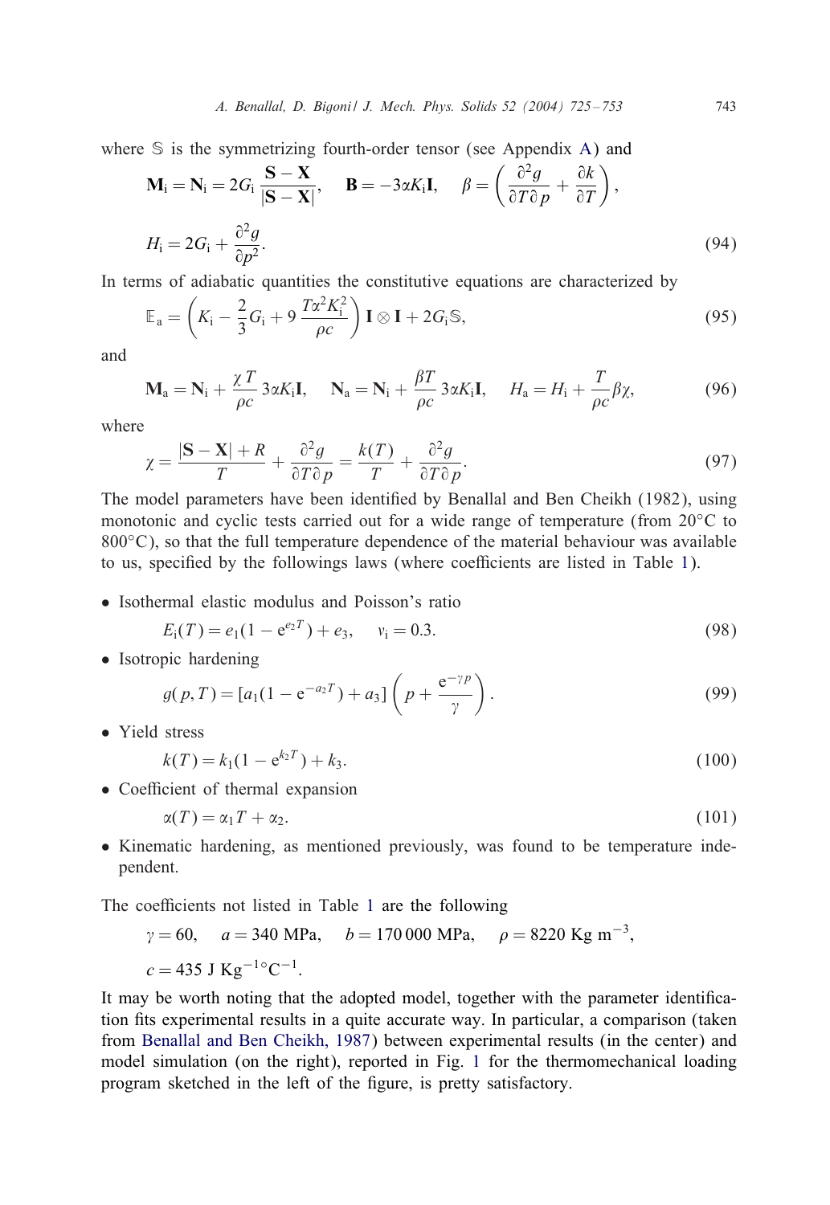where $\mathbb{S}$ is the symmetrizing fourth-order tensor (see Appendix A) and

$$\mathbf{M}_\mathrm{i} = \mathbf{N}_\mathrm{i} = 2G_\mathrm{i}\frac{\mathbf{S}-\mathbf{X}}{|\mathbf{S}-\mathbf{X}|}, \quad \mathbf{B} = -3\alpha K_\mathrm{i}\mathbf{I}, \quad \beta = \left(\frac{\partial^2 g}{\partial T \partial p} + \frac{\partial k}{\partial T}\right),$$

$$H_\mathrm{i} = 2G_\mathrm{i} + \frac{\partial^2 g}{\partial p^2}. \tag{94}$$

In terms of adiabatic quantities the constitutive equations are characterized by

$$\mathbb{E}_\mathrm{a} = \left(K_\mathrm{i} - \frac{2}{3}G_\mathrm{i} + 9\,\frac{T\alpha^2 K_\mathrm{i}^2}{\rho c}\right)\mathbf{I}\otimes\mathbf{I} + 2G_\mathrm{i}\mathbb{S}, \tag{95}$$

and

$$\mathbf{M}_\mathrm{a} = \mathbf{N}_\mathrm{i} + \frac{\chi T}{\rho c}3\alpha K_\mathrm{i}\mathbf{I}, \quad \mathbf{N}_\mathrm{a} = \mathbf{N}_\mathrm{i} + \frac{\beta T}{\rho c}3\alpha K_\mathrm{i}\mathbf{I}, \quad H_\mathrm{a} = H_\mathrm{i} + \frac{T}{\rho c}\beta\chi, \tag{96}$$

where

$$\chi = \frac{|\mathbf{S}-\mathbf{X}| + R}{T} + \frac{\partial^2 g}{\partial T \partial p} = \frac{k(T)}{T} + \frac{\partial^2 g}{\partial T \partial p}. \tag{97}$$

The model parameters have been identified by Benallal and Ben Cheikh (1982), using monotonic and cyclic tests carried out for a wide range of temperature (from 20°C to 800°C), so that the full temperature dependence of the material behaviour was available to us, specified by the followings laws (where coefficients are listed in Table 1).

- Isothermal elastic modulus and Poisson's ratio

$$E_\mathrm{i}(T) = e_1(1 - \mathrm{e}^{e_2 T}) + e_3, \quad v_\mathrm{i} = 0.3. \tag{98}$$

- Isotropic hardening

$$g(p,T) = [a_1(1 - \mathrm{e}^{-a_2 T}) + a_3]\left(p + \frac{\mathrm{e}^{-\gamma p}}{\gamma}\right). \tag{99}$$

- Yield stress

$$k(T) = k_1(1 - \mathrm{e}^{k_2 T}) + k_3. \tag{100}$$

- Coefficient of thermal expansion

$$\alpha(T) = \alpha_1 T + \alpha_2. \tag{101}$$

- Kinematic hardening, as mentioned previously, was found to be temperature independent.

The coefficients not listed in Table 1 are the following

$\gamma = 60, \quad a = 340$ MPa, $\quad b = 170\,000$ MPa, $\quad \rho = 8220$ Kg m$^{-3}$,

$c = 435$ J Kg$^{-1}$°C$^{-1}$.

It may be worth noting that the adopted model, together with the parameter identification fits experimental results in a quite accurate way. In particular, a comparison (taken from Benallal and Ben Cheikh, 1987) between experimental results (in the center) and model simulation (on the right), reported in Fig. 1 for the thermomechanical loading program sketched in the left of the figure, is pretty satisfactory.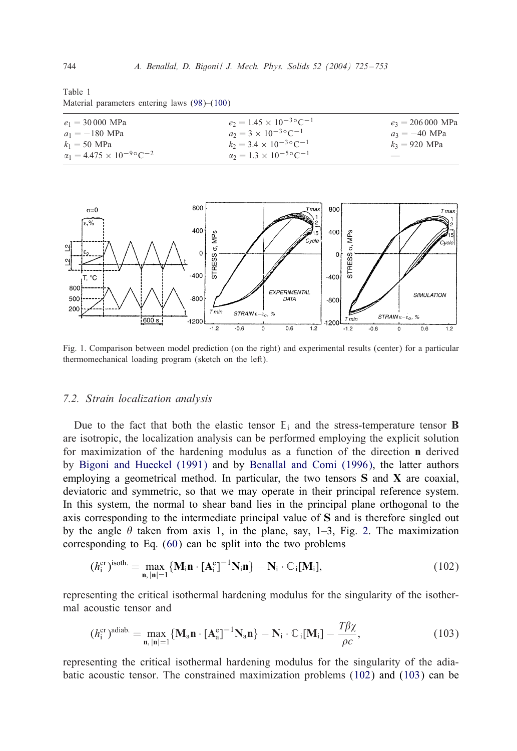Table 1
Material parameters entering laws (98)–(100)

| | | |
|---|---|---|
| $e_1 = 30\,000$ MPa | $e_2 = 1.45 \times 10^{-3}\,°\mathrm{C}^{-1}$ | $e_3 = 206\,000$ MPa |
| $a_1 = -180$ MPa | $a_2 = 3 \times 10^{-3}\,°\mathrm{C}^{-1}$ | $a_3 = -40$ MPa |
| $k_1 = 50$ MPa | $k_2 = 3.4 \times 10^{-3}\,°\mathrm{C}^{-1}$ | $k_3 = 920$ MPa |
| $\alpha_1 = 4.475 \times 10^{-9}\,°\mathrm{C}^{-2}$ | $\alpha_2 = 1.3 \times 10^{-5}\,°\mathrm{C}^{-1}$ | — |

Fig. 1. Comparison between model prediction (on the right) and experimental results (center) for a particular thermomechanical loading program (sketch on the left).

### 7.2. Strain localization analysis

Due to the fact that both the elastic tensor $\mathbb{E}_\mathrm{i}$ and the stress-temperature tensor $\mathbf{B}$ are isotropic, the localization analysis can be performed employing the explicit solution for maximization of the hardening modulus as a function of the direction $\mathbf{n}$ derived by Bigoni and Hueckel (1991) and by Benallal and Comi (1996), the latter authors employing a geometrical method. In particular, the two tensors $\mathbf{S}$ and $\mathbf{X}$ are coaxial, deviatoric and symmetric, so that we may operate in their principal reference system. In this system, the normal to shear band lies in the principal plane orthogonal to the axis corresponding to the intermediate principal value of $\mathbf{S}$ and is therefore singled out by the angle $\theta$ taken from axis 1, in the plane, say, 1–3, Fig. 2. The maximization corresponding to Eq. (60) can be split into the two problems

$$(h_\mathrm{i}^\mathrm{cr})^\mathrm{isoth.} = \max_{\mathbf{n},\,|\mathbf{n}|=1} \{\mathbf{M}_\mathrm{i}\mathbf{n} \cdot [\mathbf{A}_\mathrm{i}^\mathrm{e}]^{-1}\mathbf{N}_\mathrm{i}\mathbf{n}\} - \mathbf{N}_\mathrm{i} \cdot \mathbb{C}_\mathrm{i}[\mathbf{M}_\mathrm{i}], \tag{102}$$

representing the critical isothermal hardening modulus for the singularity of the isothermal acoustic tensor and

$$(h_\mathrm{i}^\mathrm{cr})^\mathrm{adiab.} = \max_{\mathbf{n},\,|\mathbf{n}|=1} \{\mathbf{M}_\mathrm{a}\mathbf{n} \cdot [\mathbf{A}_\mathrm{a}^\mathrm{e}]^{-1}\mathbf{N}_\mathrm{a}\mathbf{n}\} - \mathbf{N}_\mathrm{i} \cdot \mathbb{C}_\mathrm{i}[\mathbf{M}_\mathrm{i}] - \frac{T\beta\chi}{\rho c}, \tag{103}$$

representing the critical isothermal hardening modulus for the singularity of the adiabatic acoustic tensor. The constrained maximization problems (102) and (103) can be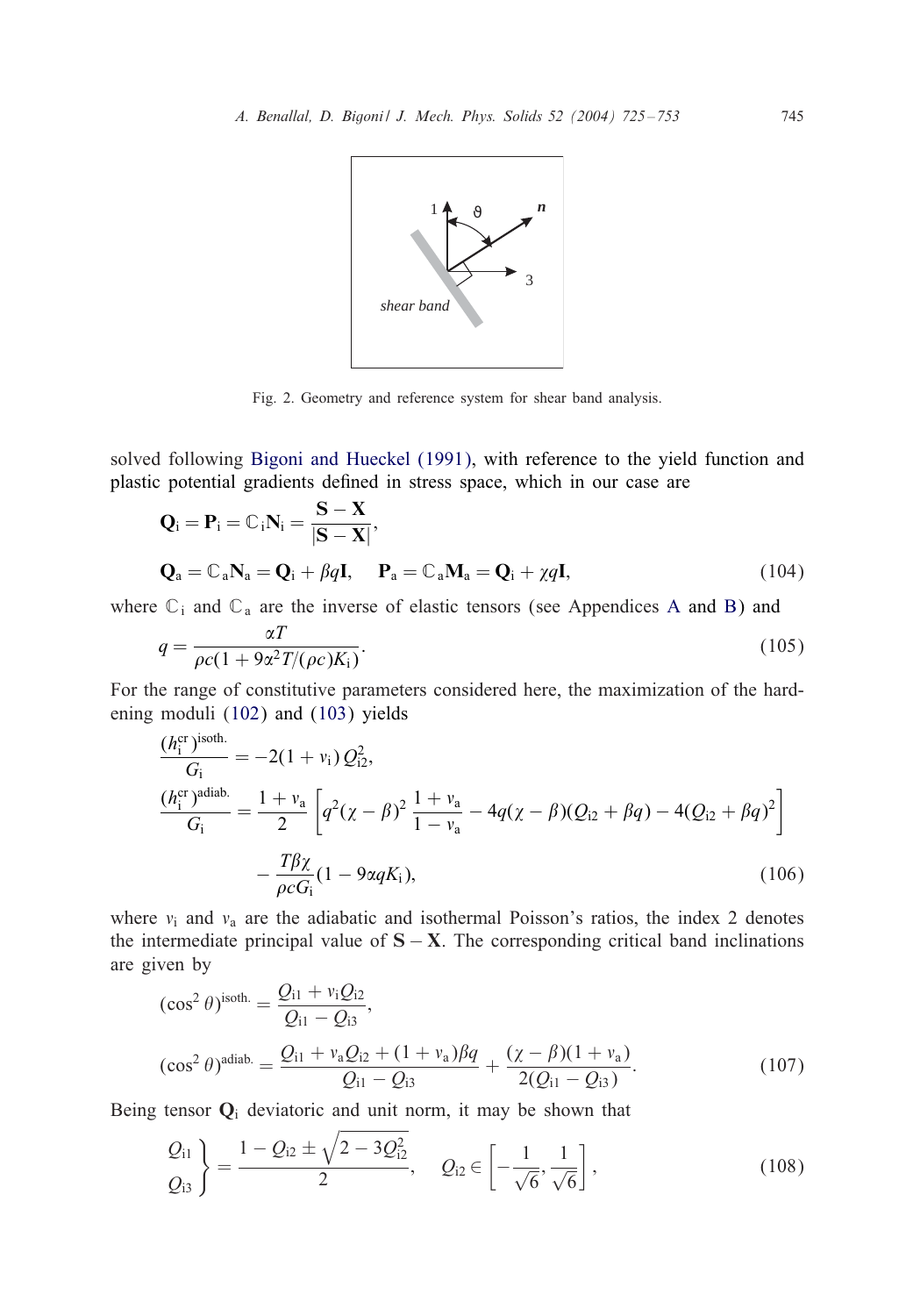Fig. 2. Geometry and reference system for shear band analysis.

solved following Bigoni and Hueckel (1991), with reference to the yield function and plastic potential gradients defined in stress space, which in our case are

$$\mathbf{Q}_{\rm i} = \mathbf{P}_{\rm i} = \mathbb{C}_{\rm i}\mathbf{N}_{\rm i} = \frac{\mathbf{S}-\mathbf{X}}{|\mathbf{S}-\mathbf{X}|},$$

$$\mathbf{Q}_{\rm a} = \mathbb{C}_{\rm a}\mathbf{N}_{\rm a} = \mathbf{Q}_{\rm i} + \beta q \mathbf{I}, \quad \mathbf{P}_{\rm a} = \mathbb{C}_{\rm a}\mathbf{M}_{\rm a} = \mathbf{Q}_{\rm i} + \chi q \mathbf{I}, \tag{104}$$

where $\mathbb{C}_{\rm i}$ and $\mathbb{C}_{\rm a}$ are the inverse of elastic tensors (see Appendices A and B) and

$$q = \frac{\alpha T}{\rho c(1 + 9\alpha^2 T/(\rho c)K_{\rm i})}. \tag{105}$$

For the range of constitutive parameters considered here, the maximization of the hardening moduli (102) and (103) yields

$$\frac{(h_{\rm i}^{\rm cr})^{\rm isoth.}}{G_{\rm i}} = -2(1+v_{\rm i})\,Q_{\rm i2}^2,$$

$$\frac{(h_{\rm i}^{\rm cr})^{\rm adiab.}}{G_{\rm i}} = \frac{1+v_{\rm a}}{2}\left[q^2(\chi-\beta)^2\frac{1+v_{\rm a}}{1-v_{\rm a}} - 4q(\chi-\beta)(Q_{\rm i2}+\beta q) - 4(Q_{\rm i2}+\beta q)^2\right]$$

$$- \frac{T\beta\chi}{\rho c G_{\rm i}}(1 - 9\alpha q K_{\rm i}), \tag{106}$$

where $v_{\rm i}$ and $v_{\rm a}$ are the adiabatic and isothermal Poisson's ratios, the index 2 denotes the intermediate principal value of $\mathbf{S}-\mathbf{X}$. The corresponding critical band inclinations are given by

$$(\cos^2\theta)^{\rm isoth.} = \frac{Q_{\rm i1} + v_{\rm i}Q_{\rm i2}}{Q_{\rm i1} - Q_{\rm i3}},$$

$$(\cos^2\theta)^{\rm adiab.} = \frac{Q_{\rm i1} + v_{\rm a}Q_{\rm i2} + (1+v_{\rm a})\beta q}{Q_{\rm i1} - Q_{\rm i3}} + \frac{(\chi-\beta)(1+v_{\rm a})}{2(Q_{\rm i1} - Q_{\rm i3})}. \tag{107}$$

Being tensor $\mathbf{Q}_{\rm i}$ deviatoric and unit norm, it may be shown that

$$\left.\begin{matrix} Q_{\rm i1} \\ Q_{\rm i3} \end{matrix}\right\} = \frac{1 - Q_{\rm i2} \pm \sqrt{2 - 3Q_{\rm i2}^2}}{2}, \quad Q_{\rm i2} \in \left[-\frac{1}{\sqrt{6}}, \frac{1}{\sqrt{6}}\right], \tag{108}$$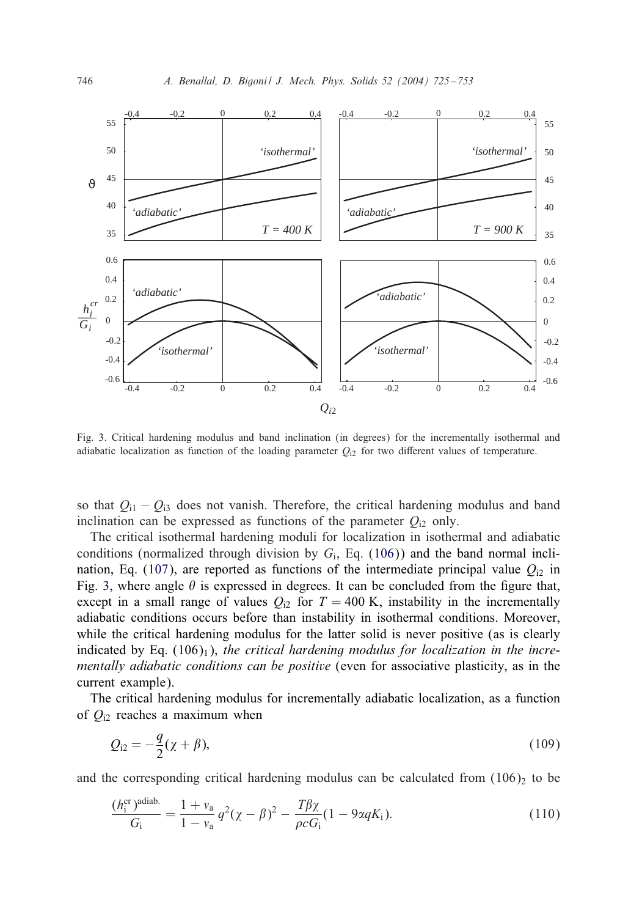Fig. 3. Critical hardening modulus and band inclination (in degrees) for the incrementally isothermal and adiabatic localization as function of the loading parameter $Q_{i2}$ for two different values of temperature.

so that $Q_{i1} - Q_{i3}$ does not vanish. Therefore, the critical hardening modulus and band inclination can be expressed as functions of the parameter $Q_{i2}$ only.

The critical isothermal hardening moduli for localization in isothermal and adiabatic conditions (normalized through division by $G_i$, Eq. (106)) and the band normal inclination, Eq. (107), are reported as functions of the intermediate principal value $Q_{i2}$ in Fig. 3, where angle $\theta$ is expressed in degrees. It can be concluded from the figure that, except in a small range of values $Q_{i2}$ for $T = 400$ K, instability in the incrementally adiabatic conditions occurs before than instability in isothermal conditions. Moreover, while the critical hardening modulus for the latter solid is never positive (as is clearly indicated by Eq. $(106)_1$), *the critical hardening modulus for localization in the incrementally adiabatic conditions can be positive* (even for associative plasticity, as in the current example).

The critical hardening modulus for incrementally adiabatic localization, as a function of $Q_{i2}$ reaches a maximum when

$$Q_{i2} = -\frac{q}{2}(\chi + \beta), \tag{109}$$

and the corresponding critical hardening modulus can be calculated from $(106)_2$ to be

$$\frac{(h_i^{\text{cr}})^{\text{adiab.}}}{G_i} = \frac{1+v_a}{1-v_a}\, q^2(\chi - \beta)^2 - \frac{T\beta\chi}{\rho c G_i}(1 - 9\alpha q K_i). \tag{110}$$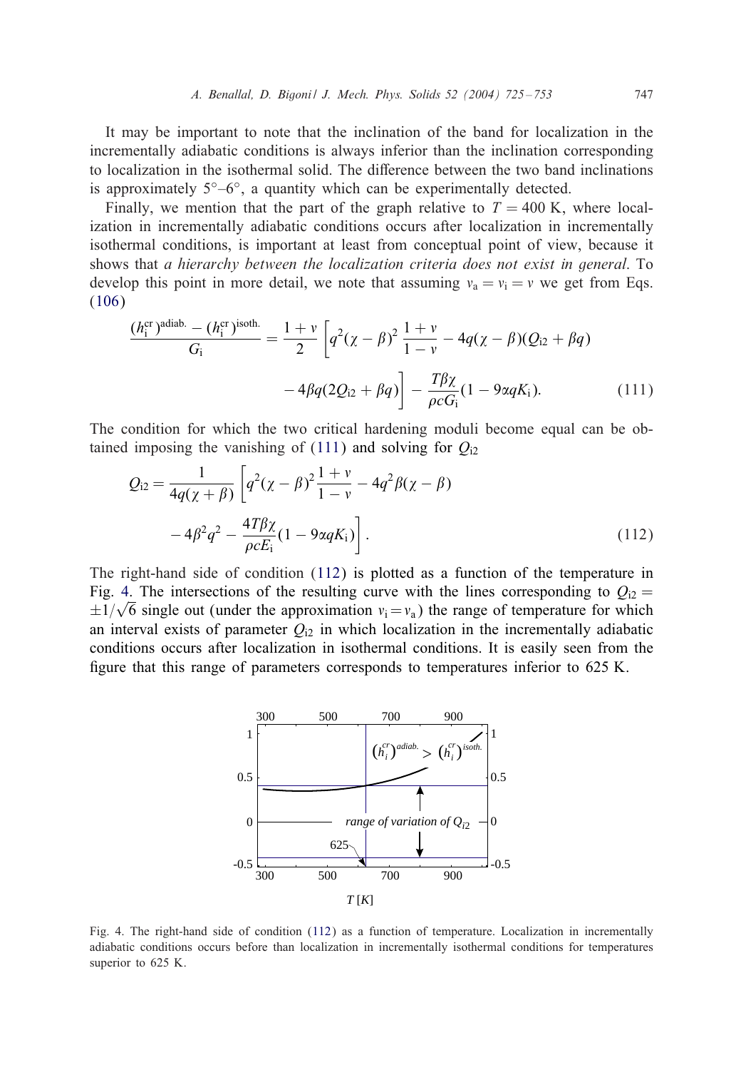It may be important to note that the inclination of the band for localization in the incrementally adiabatic conditions is always inferior than the inclination corresponding to localization in the isothermal solid. The difference between the two band inclinations is approximately 5°–6°, a quantity which can be experimentally detected.

Finally, we mention that the part of the graph relative to $T = 400$ K, where localization in incrementally adiabatic conditions occurs after localization in incrementally isothermal conditions, is important at least from conceptual point of view, because it shows that *a hierarchy between the localization criteria does not exist in general*. To develop this point in more detail, we note that assuming $v_{\rm a} = v_{\rm i} = v$ we get from Eqs. (106)

$$\frac{(h_{\rm i}^{\rm cr})^{\rm adiab.} - (h_{\rm i}^{\rm cr})^{\rm isoth.}}{G_{\rm i}} = \frac{1+v}{2}\left[q^2(\chi-\beta)^2\frac{1+v}{1-v} - 4q(\chi-\beta)(Q_{\rm i2}+\beta q) - 4\beta q(2Q_{\rm i2}+\beta q)\right] - \frac{T\beta\chi}{\rho c G_{\rm i}}(1-9\alpha q K_{\rm i}). \tag{111}$$

The condition for which the two critical hardening moduli become equal can be obtained imposing the vanishing of (111) and solving for $Q_{\rm i2}$

$$Q_{\rm i2} = \frac{1}{4q(\chi+\beta)}\left[q^2(\chi-\beta)^2\frac{1+v}{1-v} - 4q^2\beta(\chi-\beta) - 4\beta^2 q^2 - \frac{4T\beta\chi}{\rho c E_{\rm i}}(1-9\alpha q K_{\rm i})\right]. \tag{112}$$

The right-hand side of condition (112) is plotted as a function of the temperature in Fig. 4. The intersections of the resulting curve with the lines corresponding to $Q_{\rm i2} = \pm 1/\sqrt{6}$ single out (under the approximation $v_{\rm i} = v_{\rm a}$) the range of temperature for which an interval exists of parameter $Q_{\rm i2}$ in which localization in the incrementally adiabatic conditions occurs after localization in isothermal conditions. It is easily seen from the figure that this range of parameters corresponds to temperatures inferior to 625 K.

Fig. 4. The right-hand side of condition (112) as a function of temperature. Localization in incrementally adiabatic conditions occurs before than localization in incrementally isothermal conditions for temperatures superior to 625 K.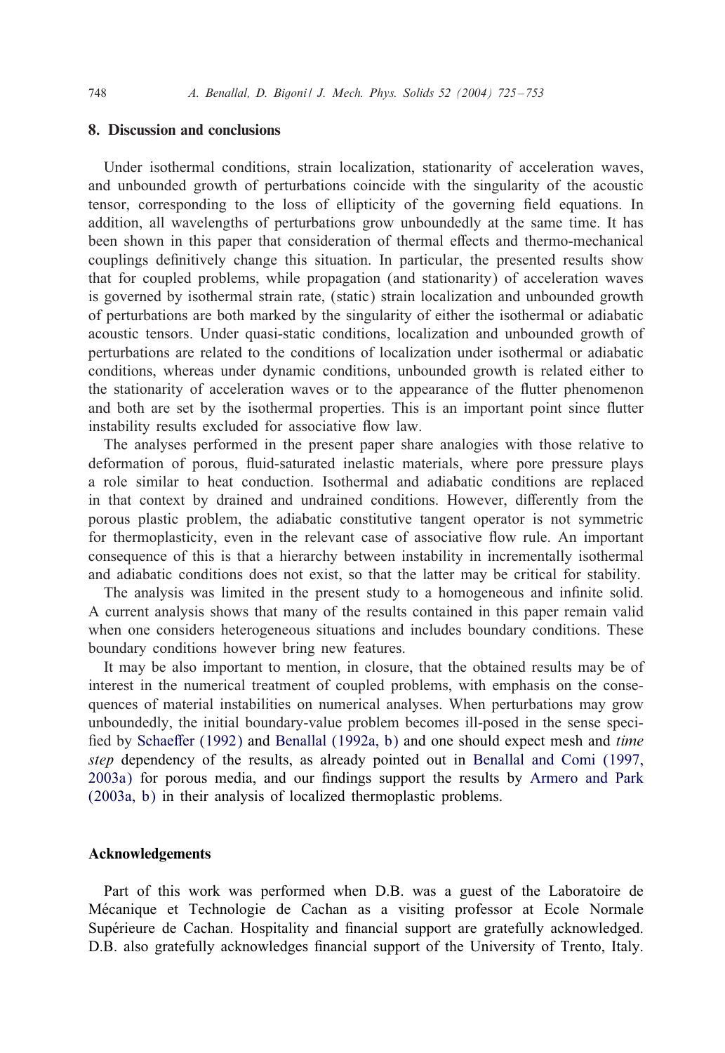## 8. Discussion and conclusions

Under isothermal conditions, strain localization, stationarity of acceleration waves, and unbounded growth of perturbations coincide with the singularity of the acoustic tensor, corresponding to the loss of ellipticity of the governing field equations. In addition, all wavelengths of perturbations grow unboundedly at the same time. It has been shown in this paper that consideration of thermal effects and thermo-mechanical couplings definitively change this situation. In particular, the presented results show that for coupled problems, while propagation (and stationarity) of acceleration waves is governed by isothermal strain rate, (static) strain localization and unbounded growth of perturbations are both marked by the singularity of either the isothermal or adiabatic acoustic tensors. Under quasi-static conditions, localization and unbounded growth of perturbations are related to the conditions of localization under isothermal or adiabatic conditions, whereas under dynamic conditions, unbounded growth is related either to the stationarity of acceleration waves or to the appearance of the flutter phenomenon and both are set by the isothermal properties. This is an important point since flutter instability results excluded for associative flow law.

The analyses performed in the present paper share analogies with those relative to deformation of porous, fluid-saturated inelastic materials, where pore pressure plays a role similar to heat conduction. Isothermal and adiabatic conditions are replaced in that context by drained and undrained conditions. However, differently from the porous plastic problem, the adiabatic constitutive tangent operator is not symmetric for thermoplasticity, even in the relevant case of associative flow rule. An important consequence of this is that a hierarchy between instability in incrementally isothermal and adiabatic conditions does not exist, so that the latter may be critical for stability.

The analysis was limited in the present study to a homogeneous and infinite solid. A current analysis shows that many of the results contained in this paper remain valid when one considers heterogeneous situations and includes boundary conditions. These boundary conditions however bring new features.

It may be also important to mention, in closure, that the obtained results may be of interest in the numerical treatment of coupled problems, with emphasis on the consequences of material instabilities on numerical analyses. When perturbations may grow unboundedly, the initial boundary-value problem becomes ill-posed in the sense specified by Schaeffer (1992) and Benallal (1992a, b) and one should expect mesh and *time step* dependency of the results, as already pointed out in Benallal and Comi (1997, 2003a) for porous media, and our findings support the results by Armero and Park (2003a, b) in their analysis of localized thermoplastic problems.

## Acknowledgements

Part of this work was performed when D.B. was a guest of the Laboratoire de Mécanique et Technologie de Cachan as a visiting professor at Ecole Normale Supérieure de Cachan. Hospitality and financial support are gratefully acknowledged. D.B. also gratefully acknowledges financial support of the University of Trento, Italy.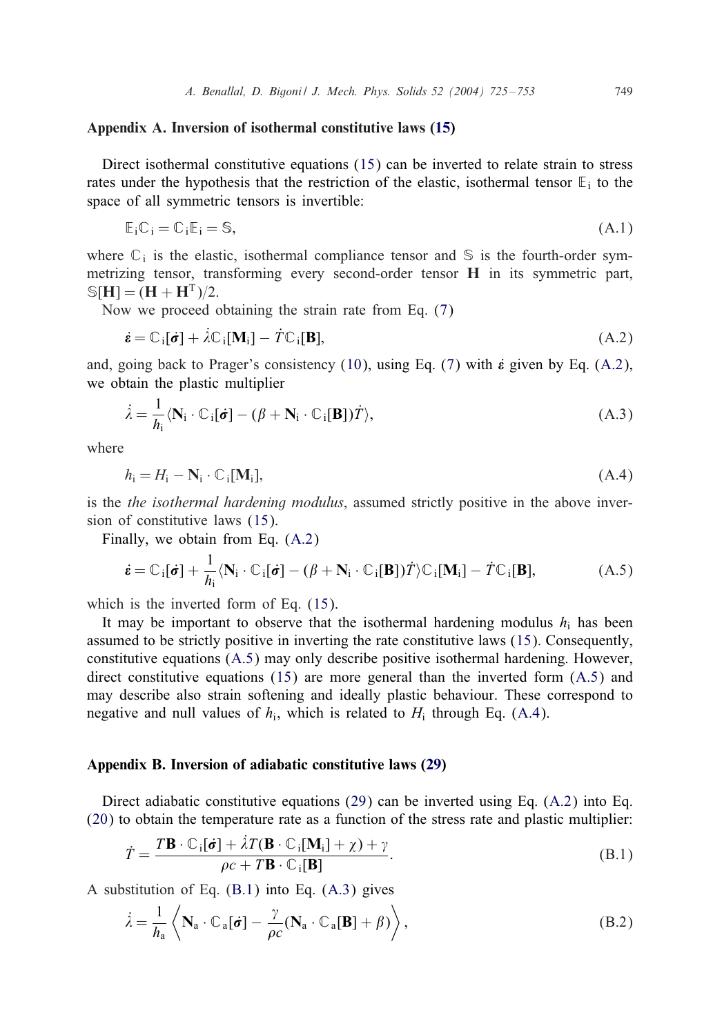## Appendix A. Inversion of isothermal constitutive laws (15)

Direct isothermal constitutive equations (15) can be inverted to relate strain to stress rates under the hypothesis that the restriction of the elastic, isothermal tensor $\mathbb{E}_{\rm i}$ to the space of all symmetric tensors is invertible:

$$\mathbb{E}_{\rm i}\mathbb{C}_{\rm i} = \mathbb{C}_{\rm i}\mathbb{E}_{\rm i} = \mathbb{S}, \tag{A.1}$$

where $\mathbb{C}_{\rm i}$ is the elastic, isothermal compliance tensor and $\mathbb{S}$ is the fourth-order symmetrizing tensor, transforming every second-order tensor $\mathbf{H}$ in its symmetric part, $\mathbb{S}[\mathbf{H}] = (\mathbf{H} + \mathbf{H}^{\rm T})/2$.

Now we proceed obtaining the strain rate from Eq. (7)

$$\dot{\boldsymbol{\varepsilon}} = \mathbb{C}_{\rm i}[\dot{\boldsymbol{\sigma}}] + \dot{\lambda}\mathbb{C}_{\rm i}[\mathbf{M}_{\rm i}] - \dot{T}\mathbb{C}_{\rm i}[\mathbf{B}], \tag{A.2}$$

and, going back to Prager's consistency (10), using Eq. (7) with $\dot{\boldsymbol{\varepsilon}}$ given by Eq. (A.2), we obtain the plastic multiplier

$$\dot{\lambda} = \frac{1}{h_{\rm i}}\langle \mathbf{N}_{\rm i}\cdot\mathbb{C}_{\rm i}[\dot{\boldsymbol{\sigma}}] - (\beta + \mathbf{N}_{\rm i}\cdot\mathbb{C}_{\rm i}[\mathbf{B}])\dot{T}\rangle, \tag{A.3}$$

where

$$h_{\rm i} = H_{\rm i} - \mathbf{N}_{\rm i}\cdot\mathbb{C}_{\rm i}[\mathbf{M}_{\rm i}], \tag{A.4}$$

is the *the isothermal hardening modulus*, assumed strictly positive in the above inversion of constitutive laws (15).

Finally, we obtain from Eq. (A.2)

$$\dot{\boldsymbol{\varepsilon}} = \mathbb{C}_{\rm i}[\dot{\boldsymbol{\sigma}}] + \frac{1}{h_{\rm i}}\langle \mathbf{N}_{\rm i}\cdot\mathbb{C}_{\rm i}[\dot{\boldsymbol{\sigma}}] - (\beta + \mathbf{N}_{\rm i}\cdot\mathbb{C}_{\rm i}[\mathbf{B}])\dot{T}\rangle\mathbb{C}_{\rm i}[\mathbf{M}_{\rm i}] - \dot{T}\mathbb{C}_{\rm i}[\mathbf{B}], \tag{A.5}$$

which is the inverted form of Eq. (15).

It may be important to observe that the isothermal hardening modulus $h_{\rm i}$ has been assumed to be strictly positive in inverting the rate constitutive laws (15). Consequently, constitutive equations (A.5) may only describe positive isothermal hardening. However, direct constitutive equations (15) are more general than the inverted form (A.5) and may describe also strain softening and ideally plastic behaviour. These correspond to negative and null values of $h_{\rm i}$, which is related to $H_{\rm i}$ through Eq. (A.4).

## Appendix B. Inversion of adiabatic constitutive laws (29)

Direct adiabatic constitutive equations (29) can be inverted using Eq. (A.2) into Eq. (20) to obtain the temperature rate as a function of the stress rate and plastic multiplier:

$$\dot{T} = \frac{T\mathbf{B}\cdot\mathbb{C}_{\rm i}[\dot{\boldsymbol{\sigma}}] + \dot{\lambda}T(\mathbf{B}\cdot\mathbb{C}_{\rm i}[\mathbf{M}_{\rm i}] + \chi) + \gamma}{\rho c + T\mathbf{B}\cdot\mathbb{C}_{\rm i}[\mathbf{B}]}. \tag{B.1}$$

A substitution of Eq. (B.1) into Eq. (A.3) gives

$$\dot{\lambda} = \frac{1}{h_{\rm a}}\left\langle \mathbf{N}_{\rm a}\cdot\mathbb{C}_{\rm a}[\dot{\boldsymbol{\sigma}}] - \frac{\gamma}{\rho c}(\mathbf{N}_{\rm a}\cdot\mathbb{C}_{\rm a}[\mathbf{B}] + \beta)\right\rangle, \tag{B.2}$$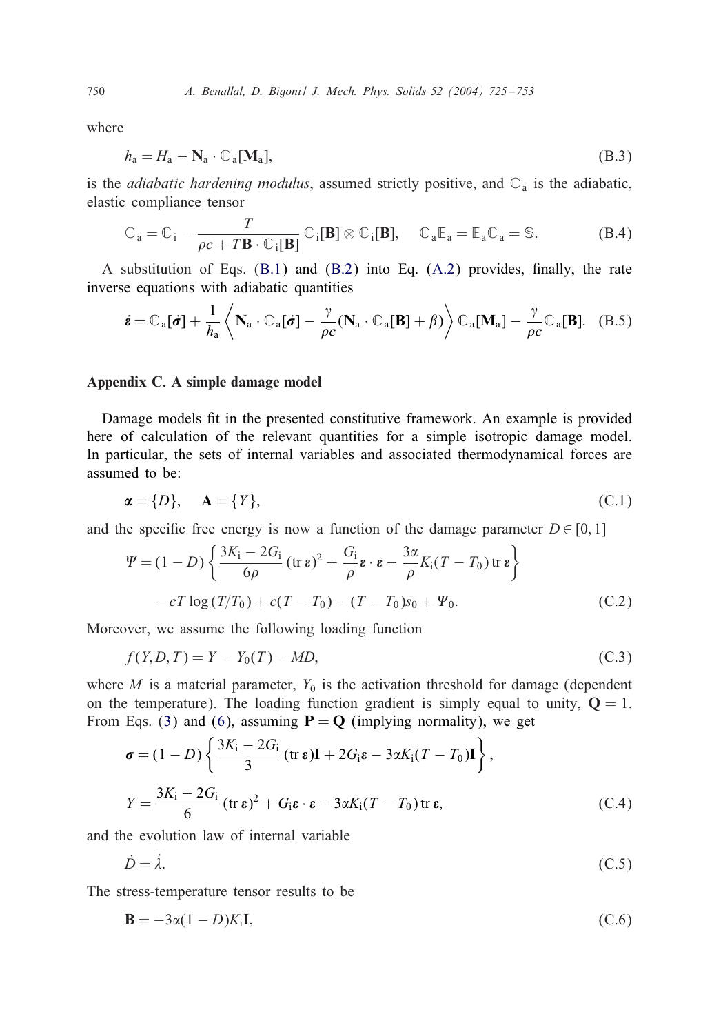where

$$h_a = H_a - \mathbf{N}_a \cdot \mathbb{C}_a[\mathbf{M}_a], \tag{B.3}$$

is the *adiabatic hardening modulus*, assumed strictly positive, and $\mathbb{C}_a$ is the adiabatic, elastic compliance tensor

$$\mathbb{C}_a = \mathbb{C}_i - \frac{T}{\rho c + T\mathbf{B} \cdot \mathbb{C}_i[\mathbf{B}]} \mathbb{C}_i[\mathbf{B}] \otimes \mathbb{C}_i[\mathbf{B}], \quad \mathbb{C}_a \mathbb{E}_a = \mathbb{E}_a \mathbb{C}_a = \mathbb{S}. \tag{B.4}$$

A substitution of Eqs. (B.1) and (B.2) into Eq. (A.2) provides, finally, the rate inverse equations with adiabatic quantities

$$\dot{\boldsymbol{\varepsilon}} = \mathbb{C}_a[\dot{\boldsymbol{\sigma}}] + \frac{1}{h_a} \left\langle \mathbf{N}_a \cdot \mathbb{C}_a[\dot{\boldsymbol{\sigma}}] - \frac{\gamma}{\rho c}(\mathbf{N}_a \cdot \mathbb{C}_a[\mathbf{B}] + \beta) \right\rangle \mathbb{C}_a[\mathbf{M}_a] - \frac{\gamma}{\rho c} \mathbb{C}_a[\mathbf{B}]. \tag{B.5}$$

## Appendix C. A simple damage model

Damage models fit in the presented constitutive framework. An example is provided here of calculation of the relevant quantities for a simple isotropic damage model. In particular, the sets of internal variables and associated thermodynamical forces are assumed to be:

$$\boldsymbol{\alpha} = \{D\}, \quad \mathbf{A} = \{Y\}, \tag{C.1}$$

and the specific free energy is now a function of the damage parameter $D \in [0, 1]$

$$\begin{aligned} \Psi = (1 - D) & \left\{ \frac{3K_i - 2G_i}{6\rho} (\operatorname{tr} \boldsymbol{\varepsilon})^2 + \frac{G_i}{\rho} \boldsymbol{\varepsilon} \cdot \boldsymbol{\varepsilon} - \frac{3\alpha}{\rho} K_i (T - T_0) \operatorname{tr} \boldsymbol{\varepsilon} \right\} \\ & - cT \log (T/T_0) + c(T - T_0) - (T - T_0)s_0 + \Psi_0. \end{aligned} \tag{C.2}$$

Moreover, we assume the following loading function

$$f(Y, D, T) = Y - Y_0(T) - MD, \tag{C.3}$$

where $M$ is a material parameter, $Y_0$ is the activation threshold for damage (dependent on the temperature). The loading function gradient is simply equal to unity, $\mathbf{Q} = 1$. From Eqs. (3) and (6), assuming $\mathbf{P} = \mathbf{Q}$ (implying normality), we get

$$\begin{aligned} \boldsymbol{\sigma} &= (1 - D) \left\{ \frac{3K_i - 2G_i}{3} (\operatorname{tr} \boldsymbol{\varepsilon})\mathbf{I} + 2G_i \boldsymbol{\varepsilon} - 3\alpha K_i (T - T_0)\mathbf{I} \right\}, \\ Y &= \frac{3K_i - 2G_i}{6} (\operatorname{tr} \boldsymbol{\varepsilon})^2 + G_i \boldsymbol{\varepsilon} \cdot \boldsymbol{\varepsilon} - 3\alpha K_i (T - T_0) \operatorname{tr} \boldsymbol{\varepsilon}, \end{aligned} \tag{C.4}$$

and the evolution law of internal variable

$$\dot{D} = \dot{\lambda}. \tag{C.5}$$

The stress-temperature tensor results to be

$$\mathbf{B} = -3\alpha(1 - D)K_i \mathbf{I}, \tag{C.6}$$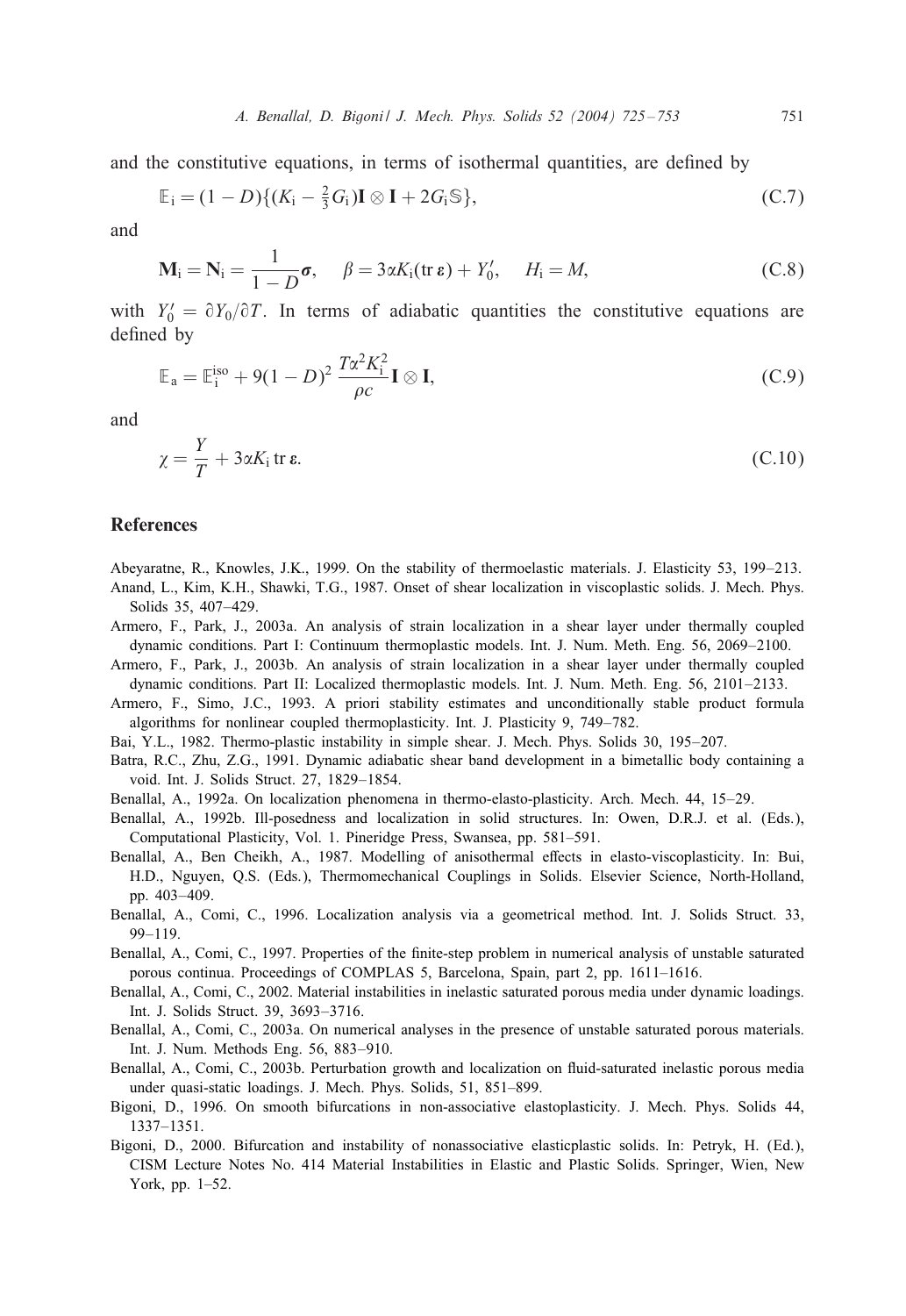and the constitutive equations, in terms of isothermal quantities, are defined by

$$\mathbb{E}_{\rm i} = (1-D)\{(K_{\rm i} - \tfrac{2}{3}G_{\rm i})\mathbf{I}\otimes\mathbf{I} + 2G_{\rm i}\mathbb{S}\}, \tag{C.7}$$

and

$$\mathbf{M}_{\rm i} = \mathbf{N}_{\rm i} = \frac{1}{1-D}\boldsymbol{\sigma}, \quad \beta = 3\alpha K_{\rm i}(\operatorname{tr}\boldsymbol{\varepsilon}) + Y_0', \quad H_{\rm i} = M, \tag{C.8}$$

with $Y_0' = \partial Y_0/\partial T$. In terms of adiabatic quantities the constitutive equations are defined by

$$\mathbb{E}_{\rm a} = \mathbb{E}_{\rm i}^{\rm iso} + 9(1-D)^2\,\frac{T\alpha^2 K_{\rm i}^2}{\rho c}\mathbf{I}\otimes\mathbf{I}, \tag{C.9}$$

and

$$\chi = \frac{Y}{T} + 3\alpha K_{\rm i}\operatorname{tr}\boldsymbol{\varepsilon}. \tag{C.10}$$

## References

Abeyaratne, R., Knowles, J.K., 1999. On the stability of thermoelastic materials. J. Elasticity 53, 199–213.

Anand, L., Kim, K.H., Shawki, T.G., 1987. Onset of shear localization in viscoplastic solids. J. Mech. Phys. Solids 35, 407–429.

Armero, F., Park, J., 2003a. An analysis of strain localization in a shear layer under thermally coupled dynamic conditions. Part I: Continuum thermoplastic models. Int. J. Num. Meth. Eng. 56, 2069–2100.

Armero, F., Park, J., 2003b. An analysis of strain localization in a shear layer under thermally coupled dynamic conditions. Part II: Localized thermoplastic models. Int. J. Num. Meth. Eng. 56, 2101–2133.

Armero, F., Simo, J.C., 1993. A priori stability estimates and unconditionally stable product formula algorithms for nonlinear coupled thermoplasticity. Int. J. Plasticity 9, 749–782.

Bai, Y.L., 1982. Thermo-plastic instability in simple shear. J. Mech. Phys. Solids 30, 195–207.

Batra, R.C., Zhu, Z.G., 1991. Dynamic adiabatic shear band development in a bimetallic body containing a void. Int. J. Solids Struct. 27, 1829–1854.

Benallal, A., 1992a. On localization phenomena in thermo-elasto-plasticity. Arch. Mech. 44, 15–29.

Benallal, A., 1992b. Ill-posedness and localization in solid structures. In: Owen, D.R.J. et al. (Eds.), Computational Plasticity, Vol. 1. Pineridge Press, Swansea, pp. 581–591.

Benallal, A., Ben Cheikh, A., 1987. Modelling of anisothermal effects in elasto-viscoplasticity. In: Bui, H.D., Nguyen, Q.S. (Eds.), Thermomechanical Couplings in Solids. Elsevier Science, North-Holland, pp. 403–409.

Benallal, A., Comi, C., 1996. Localization analysis via a geometrical method. Int. J. Solids Struct. 33, 99–119.

Benallal, A., Comi, C., 1997. Properties of the finite-step problem in numerical analysis of unstable saturated porous continua. Proceedings of COMPLAS 5, Barcelona, Spain, part 2, pp. 1611–1616.

Benallal, A., Comi, C., 2002. Material instabilities in inelastic saturated porous media under dynamic loadings. Int. J. Solids Struct. 39, 3693–3716.

Benallal, A., Comi, C., 2003a. On numerical analyses in the presence of unstable saturated porous materials. Int. J. Num. Methods Eng. 56, 883–910.

Benallal, A., Comi, C., 2003b. Perturbation growth and localization on fluid-saturated inelastic porous media under quasi-static loadings. J. Mech. Phys. Solids, 51, 851–899.

Bigoni, D., 1996. On smooth bifurcations in non-associative elastoplasticity. J. Mech. Phys. Solids 44, 1337–1351.

Bigoni, D., 2000. Bifurcation and instability of nonassociative elasticplastic solids. In: Petryk, H. (Ed.), CISM Lecture Notes No. 414 Material Instabilities in Elastic and Plastic Solids. Springer, Wien, New York, pp. 1–52.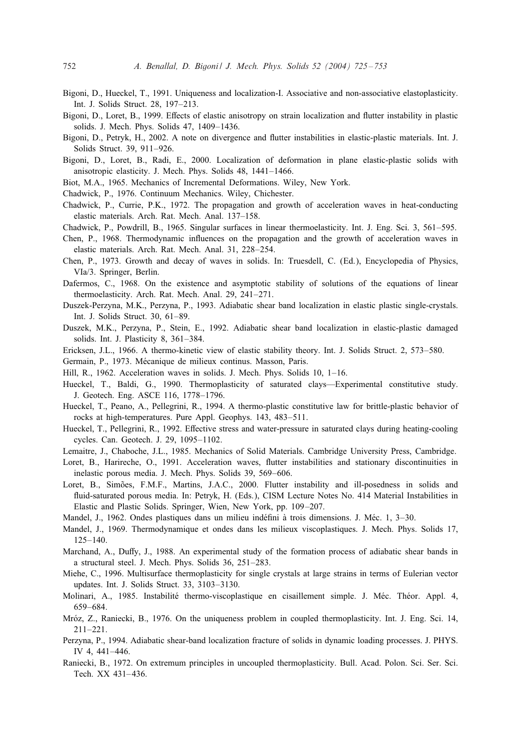Bigoni, D., Hueckel, T., 1991. Uniqueness and localization-I. Associative and non-associative elastoplasticity. Int. J. Solids Struct. 28, 197–213.

Bigoni, D., Loret, B., 1999. Effects of elastic anisotropy on strain localization and flutter instability in plastic solids. J. Mech. Phys. Solids 47, 1409–1436.

Bigoni, D., Petryk, H., 2002. A note on divergence and flutter instabilities in elastic-plastic materials. Int. J. Solids Struct. 39, 911–926.

Bigoni, D., Loret, B., Radi, E., 2000. Localization of deformation in plane elastic-plastic solids with anisotropic elasticity. J. Mech. Phys. Solids 48, 1441–1466.

Biot, M.A., 1965. Mechanics of Incremental Deformations. Wiley, New York.

Chadwick, P., 1976. Continuum Mechanics. Wiley, Chichester.

Chadwick, P., Currie, P.K., 1972. The propagation and growth of acceleration waves in heat-conducting elastic materials. Arch. Rat. Mech. Anal. 137–158.

Chadwick, P., Powdrill, B., 1965. Singular surfaces in linear thermoelasticity. Int. J. Eng. Sci. 3, 561–595.

Chen, P., 1968. Thermodynamic influences on the propagation and the growth of acceleration waves in elastic materials. Arch. Rat. Mech. Anal. 31, 228–254.

Chen, P., 1973. Growth and decay of waves in solids. In: Truesdell, C. (Ed.), Encyclopedia of Physics, VIa/3. Springer, Berlin.

Dafermos, C., 1968. On the existence and asymptotic stability of solutions of the equations of linear thermoelasticity. Arch. Rat. Mech. Anal. 29, 241–271.

Duszek-Perzyna, M.K., Perzyna, P., 1993. Adiabatic shear band localization in elastic plastic single-crystals. Int. J. Solids Struct. 30, 61–89.

Duszek, M.K., Perzyna, P., Stein, E., 1992. Adiabatic shear band localization in elastic-plastic damaged solids. Int. J. Plasticity 8, 361–384.

Ericksen, J.L., 1966. A thermo-kinetic view of elastic stability theory. Int. J. Solids Struct. 2, 573–580.

Germain, P., 1973. Mécanique de milieux continus. Masson, Paris.

Hill, R., 1962. Acceleration waves in solids. J. Mech. Phys. Solids 10, 1–16.

Hueckel, T., Baldi, G., 1990. Thermoplasticity of saturated clays—Experimental constitutive study. J. Geotech. Eng. ASCE 116, 1778–1796.

Hueckel, T., Peano, A., Pellegrini, R., 1994. A thermo-plastic constitutive law for brittle-plastic behavior of rocks at high-temperatures. Pure Appl. Geophys. 143, 483–511.

Hueckel, T., Pellegrini, R., 1992. Effective stress and water-pressure in saturated clays during heating-cooling cycles. Can. Geotech. J. 29, 1095–1102.

Lemaitre, J., Chaboche, J.L., 1985. Mechanics of Solid Materials. Cambridge University Press, Cambridge.

Loret, B., Harireche, O., 1991. Acceleration waves, flutter instabilities and stationary discontinuities in inelastic porous media. J. Mech. Phys. Solids 39, 569–606.

Loret, B., Simões, F.M.F., Martins, J.A.C., 2000. Flutter instability and ill-posedness in solids and fluid-saturated porous media. In: Petryk, H. (Eds.), CISM Lecture Notes No. 414 Material Instabilities in Elastic and Plastic Solids. Springer, Wien, New York, pp. 109–207.

Mandel, J., 1962. Ondes plastiques dans un milieu indéfini à trois dimensions. J. Méc. 1, 3–30.

Mandel, J., 1969. Thermodynamique et ondes dans les milieux viscoplastiques. J. Mech. Phys. Solids 17, 125–140.

Marchand, A., Duffy, J., 1988. An experimental study of the formation process of adiabatic shear bands in a structural steel. J. Mech. Phys. Solids 36, 251–283.

Miehe, C., 1996. Multisurface thermoplasticity for single crystals at large strains in terms of Eulerian vector updates. Int. J. Solids Struct. 33, 3103–3130.

Molinari, A., 1985. Instabilité thermo-viscoplastique en cisaillement simple. J. Méc. Théor. Appl. 4, 659–684.

Mróz, Z., Raniecki, B., 1976. On the uniqueness problem in coupled thermoplasticity. Int. J. Eng. Sci. 14, 211–221.

Perzyna, P., 1994. Adiabatic shear-band localization fracture of solids in dynamic loading processes. J. PHYS. IV 4, 441–446.

Raniecki, B., 1972. On extremum principles in uncoupled thermoplasticity. Bull. Acad. Polon. Sci. Ser. Sci. Tech. XX 431–436.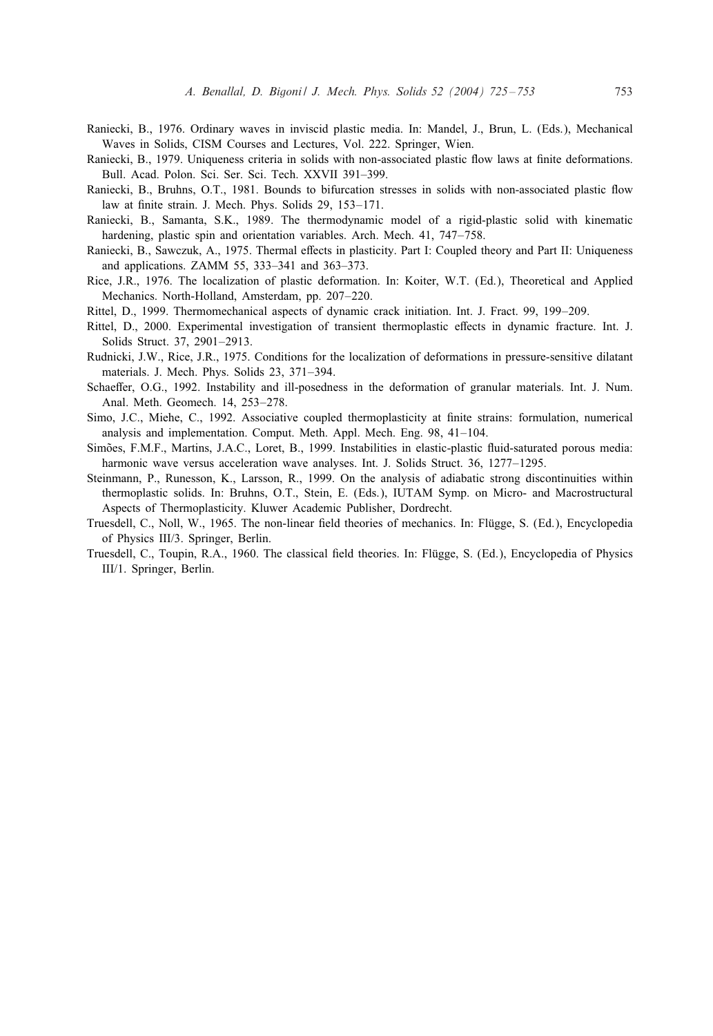Raniecki, B., 1976. Ordinary waves in inviscid plastic media. In: Mandel, J., Brun, L. (Eds.), Mechanical Waves in Solids, CISM Courses and Lectures, Vol. 222. Springer, Wien.

Raniecki, B., 1979. Uniqueness criteria in solids with non-associated plastic flow laws at finite deformations. Bull. Acad. Polon. Sci. Ser. Sci. Tech. XXVII 391–399.

Raniecki, B., Bruhns, O.T., 1981. Bounds to bifurcation stresses in solids with non-associated plastic flow law at finite strain. J. Mech. Phys. Solids 29, 153–171.

Raniecki, B., Samanta, S.K., 1989. The thermodynamic model of a rigid-plastic solid with kinematic hardening, plastic spin and orientation variables. Arch. Mech. 41, 747–758.

Raniecki, B., Sawczuk, A., 1975. Thermal effects in plasticity. Part I: Coupled theory and Part II: Uniqueness and applications. ZAMM 55, 333–341 and 363–373.

Rice, J.R., 1976. The localization of plastic deformation. In: Koiter, W.T. (Ed.), Theoretical and Applied Mechanics. North-Holland, Amsterdam, pp. 207–220.

Rittel, D., 1999. Thermomechanical aspects of dynamic crack initiation. Int. J. Fract. 99, 199–209.

Rittel, D., 2000. Experimental investigation of transient thermoplastic effects in dynamic fracture. Int. J. Solids Struct. 37, 2901–2913.

Rudnicki, J.W., Rice, J.R., 1975. Conditions for the localization of deformations in pressure-sensitive dilatant materials. J. Mech. Phys. Solids 23, 371–394.

Schaeffer, O.G., 1992. Instability and ill-posedness in the deformation of granular materials. Int. J. Num. Anal. Meth. Geomech. 14, 253–278.

Simo, J.C., Miehe, C., 1992. Associative coupled thermoplasticity at finite strains: formulation, numerical analysis and implementation. Comput. Meth. Appl. Mech. Eng. 98, 41–104.

Simões, F.M.F., Martins, J.A.C., Loret, B., 1999. Instabilities in elastic-plastic fluid-saturated porous media: harmonic wave versus acceleration wave analyses. Int. J. Solids Struct. 36, 1277–1295.

Steinmann, P., Runesson, K., Larsson, R., 1999. On the analysis of adiabatic strong discontinuities within thermoplastic solids. In: Bruhns, O.T., Stein, E. (Eds.), IUTAM Symp. on Micro- and Macrostructural Aspects of Thermoplasticity. Kluwer Academic Publisher, Dordrecht.

Truesdell, C., Noll, W., 1965. The non-linear field theories of mechanics. In: Flügge, S. (Ed.), Encyclopedia of Physics III/3. Springer, Berlin.

Truesdell, C., Toupin, R.A., 1960. The classical field theories. In: Flügge, S. (Ed.), Encyclopedia of Physics III/1. Springer, Berlin.